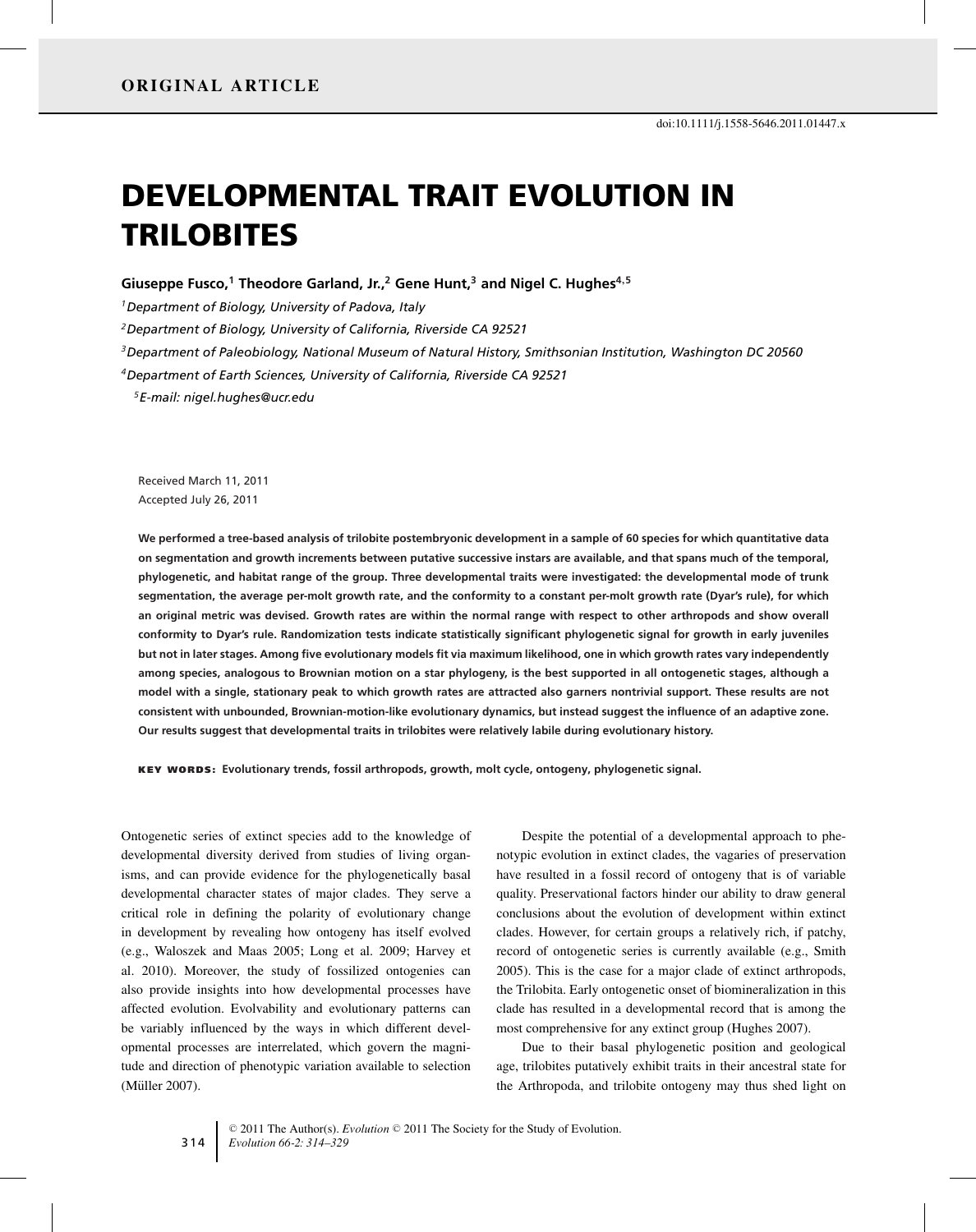ORIGINAL ARTICLE

doi:10.1111/j.1558-5646.2011.01447.x

# DEVELOPMENTAL TRAIT EVOLUTION IN TRILOBITES

**Giuseppe Fusco,[1] Theodore Garland, Jr.,[2] Gene Hunt,[3] and Nigel C. Hughes[4,5]**

*[1]Department of Biology, University of Padova, Italy*

*[2]Department of Biology, University of California, Riverside CA 92521*

*[3]Department of Paleobiology, National Museum of Natural History, Smithsonian Institution, Washington DC 20560*

*[4]Department of Earth Sciences, University of California, Riverside CA 92521*

*[5]E-mail: nigel.hughes@ucr.edu*

Received March 11, 2011
Accepted July 26, 2011

**We performed a tree-based analysis of trilobite postembryonic development in a sample of 60 species for which quantitative data on segmentation and growth increments between putative successive instars are available, and that spans much of the temporal, phylogenetic, and habitat range of the group. Three developmental traits were investigated: the developmental mode of trunk segmentation, the average per-molt growth rate, and the conformity to a constant per-molt growth rate (Dyar's rule), for which an original metric was devised. Growth rates are within the normal range with respect to other arthropods and show overall conformity to Dyar's rule. Randomization tests indicate statistically significant phylogenetic signal for growth in early juveniles but not in later stages. Among five evolutionary models fit via maximum likelihood, one in which growth rates vary independently among species, analogous to Brownian motion on a star phylogeny, is the best supported in all ontogenetic stages, although a model with a single, stationary peak to which growth rates are attracted also garners nontrivial support. These results are not consistent with unbounded, Brownian-motion-like evolutionary dynamics, but instead suggest the influence of an adaptive zone. Our results suggest that developmental traits in trilobites were relatively labile during evolutionary history.**

**KEY WORDS:** Evolutionary trends, fossil arthropods, growth, molt cycle, ontogeny, phylogenetic signal.

Ontogenetic series of extinct species add to the knowledge of developmental diversity derived from studies of living organisms, and can provide evidence for the phylogenetically basal developmental character states of major clades. They serve a critical role in defining the polarity of evolutionary change in development by revealing how ontogeny has itself evolved (e.g., Waloszek and Maas 2005; Long et al. 2009; Harvey et al. 2010). Moreover, the study of fossilized ontogenies can also provide insights into how developmental processes have affected evolution. Evolvability and evolutionary patterns can be variably influenced by the ways in which different developmental processes are interrelated, which govern the magnitude and direction of phenotypic variation available to selection (Müller 2007).

Despite the potential of a developmental approach to phenotypic evolution in extinct clades, the vagaries of preservation have resulted in a fossil record of ontogeny that is of variable quality. Preservational factors hinder our ability to draw general conclusions about the evolution of development within extinct clades. However, for certain groups a relatively rich, if patchy, record of ontogenetic series is currently available (e.g., Smith 2005). This is the case for a major clade of extinct arthropods, the Trilobita. Early ontogenetic onset of biomineralization in this clade has resulted in a developmental record that is among the most comprehensive for any extinct group (Hughes 2007).

Due to their basal phylogenetic position and geological age, trilobites putatively exhibit traits in their ancestral state for the Arthropoda, and trilobite ontogeny may thus shed light on

© 2011 The Author(s). *Evolution* © 2011 The Society for the Study of Evolution.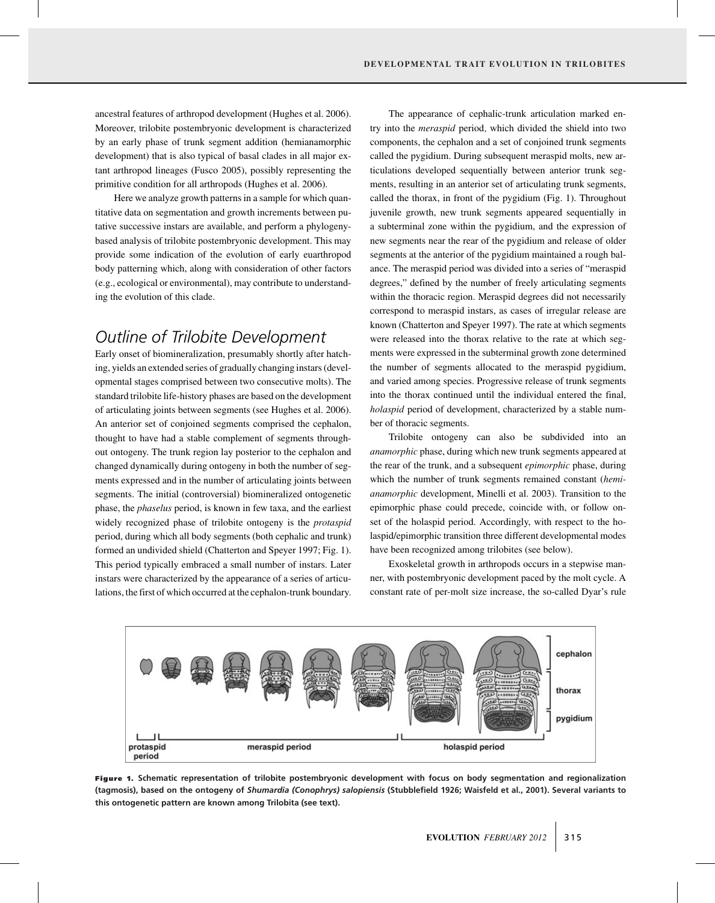ancestral features of arthropod development (Hughes et al. 2006). Moreover, trilobite postembryonic development is characterized by an early phase of trunk segment addition (hemianamorphic development) that is also typical of basal clades in all major extant arthropod lineages (Fusco 2005), possibly representing the primitive condition for all arthropods (Hughes et al. 2006).

Here we analyze growth patterns in a sample for which quantitative data on segmentation and growth increments between putative successive instars are available, and perform a phylogeny-based analysis of trilobite postembryonic development. This may provide some indication of the evolution of early euarthropod body patterning which, along with consideration of other factors (e.g., ecological or environmental), may contribute to understanding the evolution of this clade.

## Outline of Trilobite Development

Early onset of biomineralization, presumably shortly after hatching, yields an extended series of gradually changing instars (developmental stages comprised between two consecutive molts). The standard trilobite life-history phases are based on the development of articulating joints between segments (see Hughes et al. 2006). An anterior set of conjoined segments comprised the cephalon, thought to have had a stable complement of segments throughout ontogeny. The trunk region lay posterior to the cephalon and changed dynamically during ontogeny in both the number of segments expressed and in the number of articulating joints between segments. The initial (controversial) biomineralized ontogenetic phase, the *phaselus* period, is known in few taxa, and the earliest widely recognized phase of trilobite ontogeny is the *protaspid* period, during which all body segments (both cephalic and trunk) formed an undivided shield (Chatterton and Speyer 1997; Fig. 1). This period typically embraced a small number of instars. Later instars were characterized by the appearance of a series of articulations, the first of which occurred at the cephalon-trunk boundary.

The appearance of cephalic-trunk articulation marked entry into the *meraspid* period, which divided the shield into two components, the cephalon and a set of conjoined trunk segments called the pygidium. During subsequent meraspid molts, new articulations developed sequentially between anterior trunk segments, resulting in an anterior set of articulating trunk segments, called the thorax, in front of the pygidium (Fig. 1). Throughout juvenile growth, new trunk segments appeared sequentially in a subterminal zone within the pygidium, and the expression of new segments near the rear of the pygidium and release of older segments at the anterior of the pygidium maintained a rough balance. The meraspid period was divided into a series of "meraspid degrees," defined by the number of freely articulating segments within the thoracic region. Meraspid degrees did not necessarily correspond to meraspid instars, as cases of irregular release are known (Chatterton and Speyer 1997). The rate at which segments were released into the thorax relative to the rate at which segments were expressed in the subterminal growth zone determined the number of segments allocated to the meraspid pygidium, and varied among species. Progressive release of trunk segments into the thorax continued until the individual entered the final, *holaspid* period of development, characterized by a stable number of thoracic segments.

Trilobite ontogeny can also be subdivided into an *anamorphic* phase, during which new trunk segments appeared at the rear of the trunk, and a subsequent *epimorphic* phase, during which the number of trunk segments remained constant (*hemianamorphic* development, Minelli et al. 2003). Transition to the epimorphic phase could precede, coincide with, or follow onset of the holaspid period. Accordingly, with respect to the holaspid/epimorphic transition three different developmental modes have been recognized among trilobites (see below).

Exoskeletal growth in arthropods occurs in a stepwise manner, with postembryonic development paced by the molt cycle. A constant rate of per-molt size increase, the so-called Dyar's rule

**Figure 1.** Schematic representation of trilobite postembryonic development with focus on body segmentation and regionalization (tagmosis), based on the ontogeny of *Shumardia (Conophrys) salopiensis* (Stubblefield 1926; Waisfeld et al., 2001). Several variants to this ontogenetic pattern are known among Trilobita (see text).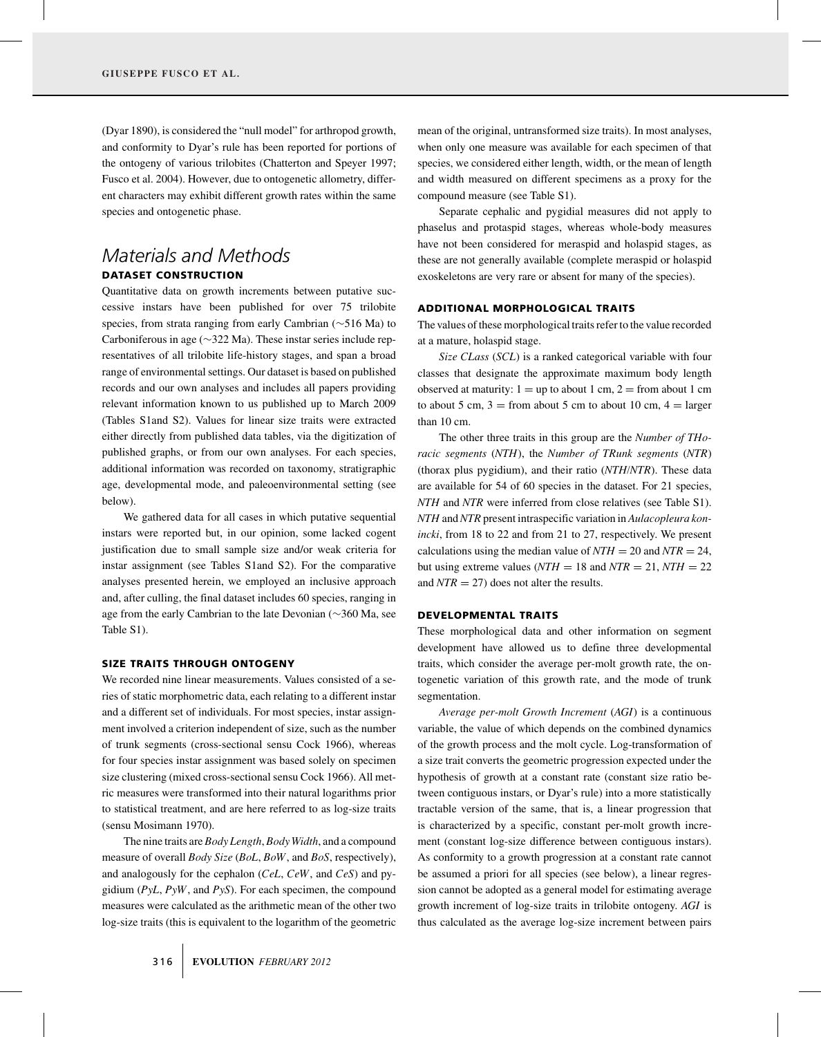(Dyar 1890), is considered the "null model" for arthropod growth, and conformity to Dyar's rule has been reported for portions of the ontogeny of various trilobites (Chatterton and Speyer 1997; Fusco et al. 2004). However, due to ontogenetic allometry, different characters may exhibit different growth rates within the same species and ontogenetic phase.

## Materials and Methods

### DATASET CONSTRUCTION

Quantitative data on growth increments between putative successive instars have been published for over 75 trilobite species, from strata ranging from early Cambrian (~516 Ma) to Carboniferous in age (~322 Ma). These instar series include representatives of all trilobite life-history stages, and span a broad range of environmental settings. Our dataset is based on published records and our own analyses and includes all papers providing relevant information known to us published up to March 2009 (Tables S1and S2). Values for linear size traits were extracted either directly from published data tables, via the digitization of published graphs, or from our own analyses. For each species, additional information was recorded on taxonomy, stratigraphic age, developmental mode, and paleoenvironmental setting (see below).

We gathered data for all cases in which putative sequential instars were reported but, in our opinion, some lacked cogent justification due to small sample size and/or weak criteria for instar assignment (see Tables S1and S2). For the comparative analyses presented herein, we employed an inclusive approach and, after culling, the final dataset includes 60 species, ranging in age from the early Cambrian to the late Devonian (~360 Ma, see Table S1).

### SIZE TRAITS THROUGH ONTOGENY

We recorded nine linear measurements. Values consisted of a series of static morphometric data, each relating to a different instar and a different set of individuals. For most species, instar assignment involved a criterion independent of size, such as the number of trunk segments (cross-sectional sensu Cock 1966), whereas for four species instar assignment was based solely on specimen size clustering (mixed cross-sectional sensu Cock 1966). All metric measures were transformed into their natural logarithms prior to statistical treatment, and are here referred to as log-size traits (sensu Mosimann 1970).

The nine traits are *Body Length*, *Body Width*, and a compound measure of overall *Body Size* (*BoL*, *BoW*, and *BoS*, respectively), and analogously for the cephalon (*CeL*, *CeW*, and *CeS*) and pygidium (*PyL*, *PyW*, and *PyS*). For each specimen, the compound measures were calculated as the arithmetic mean of the other two log-size traits (this is equivalent to the logarithm of the geometric mean of the original, untransformed size traits). In most analyses, when only one measure was available for each specimen of that species, we considered either length, width, or the mean of length and width measured on different specimens as a proxy for the compound measure (see Table S1).

Separate cephalic and pygidial measures did not apply to phaselus and protaspid stages, whereas whole-body measures have not been considered for meraspid and holaspid stages, as these are not generally available (complete meraspid or holaspid exoskeletons are very rare or absent for many of the species).

### ADDITIONAL MORPHOLOGICAL TRAITS

The values of these morphological traits refer to the value recorded at a mature, holaspid stage.

*Size CLass* (*SCL*) is a ranked categorical variable with four classes that designate the approximate maximum body length observed at maturity: 1 = up to about 1 cm, 2 = from about 1 cm to about 5 cm, 3 = from about 5 cm to about 10 cm, 4 = larger than 10 cm.

The other three traits in this group are the *Number of THoracic segments* (*NTH*), the *Number of TRunk segments* (*NTR*) (thorax plus pygidium), and their ratio (*NTH*/*NTR*). These data are available for 54 of 60 species in the dataset. For 21 species, *NTH* and *NTR* were inferred from close relatives (see Table S1). *NTH* and *NTR* present intraspecific variation in *Aulacopleura konincki*, from 18 to 22 and from 21 to 27, respectively. We present calculations using the median value of *NTH* = 20 and *NTR* = 24, but using extreme values (*NTH* = 18 and *NTR* = 21, *NTH* = 22 and *NTR* = 27) does not alter the results.

### DEVELOPMENTAL TRAITS

These morphological data and other information on segment development have allowed us to define three developmental traits, which consider the average per-molt growth rate, the ontogenetic variation of this growth rate, and the mode of trunk segmentation.

*Average per-molt Growth Increment* (*AGI*) is a continuous variable, the value of which depends on the combined dynamics of the growth process and the molt cycle. Log-transformation of a size trait converts the geometric progression expected under the hypothesis of growth at a constant rate (constant size ratio between contiguous instars, or Dyar's rule) into a more statistically tractable version of the same, that is, a linear progression that is characterized by a specific, constant per-molt growth increment (constant log-size difference between contiguous instars). As conformity to a growth progression at a constant rate cannot be assumed a priori for all species (see below), a linear regression cannot be adopted as a general model for estimating average growth increment of log-size traits in trilobite ontogeny. *AGI* is thus calculated as the average log-size increment between pairs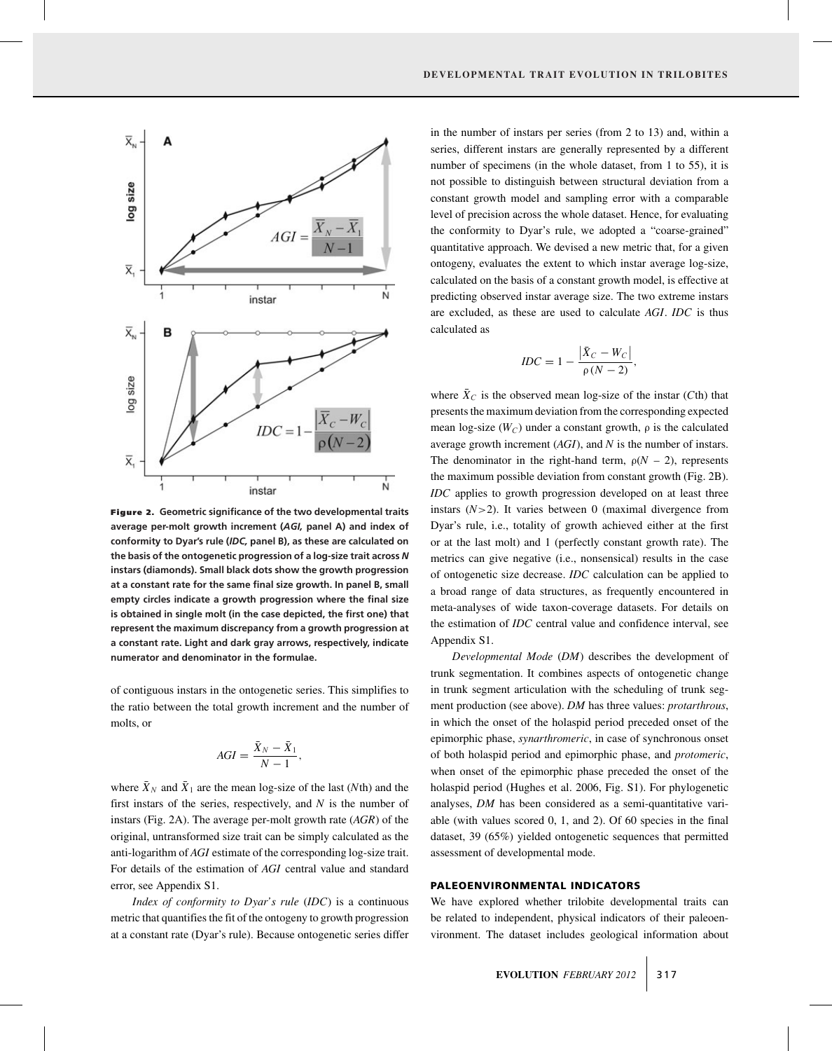**Figure 2.** **Geometric significance of the two developmental traits average per-molt growth increment (*AGI*, panel A) and index of conformity to Dyar's rule (*IDC*, panel B), as these are calculated on the basis of the ontogenetic progression of a log-size trait across *N* instars (diamonds). Small black dots show the growth progression at a constant rate for the same final size growth. In panel B, small empty circles indicate a growth progression where the final size is obtained in single molt (in the case depicted, the first one) that represent the maximum discrepancy from a growth progression at a constant rate. Light and dark gray arrows, respectively, indicate numerator and denominator in the formulae.**

of contiguous instars in the ontogenetic series. This simplifies to the ratio between the total growth increment and the number of molts, or

$$AGI = \frac{\bar{X}_N - \bar{X}_1}{N - 1},$$

where $\bar{X}_N$ and $\bar{X}_1$ are the mean log-size of the last ($N$th) and the first instars of the series, respectively, and $N$ is the number of instars (Fig. 2A). The average per-molt growth rate (*AGR*) of the original, untransformed size trait can be simply calculated as the anti-logarithm of *AGI* estimate of the corresponding log-size trait. For details of the estimation of *AGI* central value and standard error, see Appendix S1.

*Index of conformity to Dyar's rule* (*IDC*) is a continuous metric that quantifies the fit of the ontogeny to growth progression at a constant rate (Dyar's rule). Because ontogenetic series differ in the number of instars per series (from 2 to 13) and, within a series, different instars are generally represented by a different number of specimens (in the whole dataset, from 1 to 55), it is not possible to distinguish between structural deviation from a constant growth model and sampling error with a comparable level of precision across the whole dataset. Hence, for evaluating the conformity to Dyar's rule, we adopted a "coarse-grained" quantitative approach. We devised a new metric that, for a given ontogeny, evaluates the extent to which instar average log-size, calculated on the basis of a constant growth model, is effective at predicting observed instar average size. The two extreme instars are excluded, as these are used to calculate *AGI*. *IDC* is thus calculated as

$$IDC = 1 - \frac{|\bar{X}_C - W_C|}{\rho(N - 2)},$$

where $\bar{X}_C$ is the observed mean log-size of the instar ($C$th) that presents the maximum deviation from the corresponding expected mean log-size ($W_C$) under a constant growth, $\rho$ is the calculated average growth increment (*AGI*), and $N$ is the number of instars. The denominator in the right-hand term, $\rho(N - 2)$, represents the maximum possible deviation from constant growth (Fig. 2B). *IDC* applies to growth progression developed on at least three instars ($N > 2$). It varies between 0 (maximal divergence from Dyar's rule, i.e., totality of growth achieved either at the first or at the last molt) and 1 (perfectly constant growth rate). The metrics can give negative (i.e., nonsensical) results in the case of ontogenetic size decrease. *IDC* calculation can be applied to a broad range of data structures, as frequently encountered in meta-analyses of wide taxon-coverage datasets. For details on the estimation of *IDC* central value and confidence interval, see Appendix S1.

*Developmental Mode* (*DM*) describes the development of trunk segmentation. It combines aspects of ontogenetic change in trunk segment articulation with the scheduling of trunk segment production (see above). *DM* has three values: *protarthrous*, in which the onset of the holaspid period preceded onset of the epimorphic phase, *synarthromeric*, in case of synchronous onset of both holaspid period and epimorphic phase, and *protomeric*, when onset of the epimorphic phase preceded the onset of the holaspid period (Hughes et al. 2006, Fig. S1). For phylogenetic analyses, *DM* has been considered as a semi-quantitative variable (with values scored 0, 1, and 2). Of 60 species in the final dataset, 39 (65%) yielded ontogenetic sequences that permitted assessment of developmental mode.

## PALEOENVIRONMENTAL INDICATORS

We have explored whether trilobite developmental traits can be related to independent, physical indicators of their paleoenvironment. The dataset includes geological information about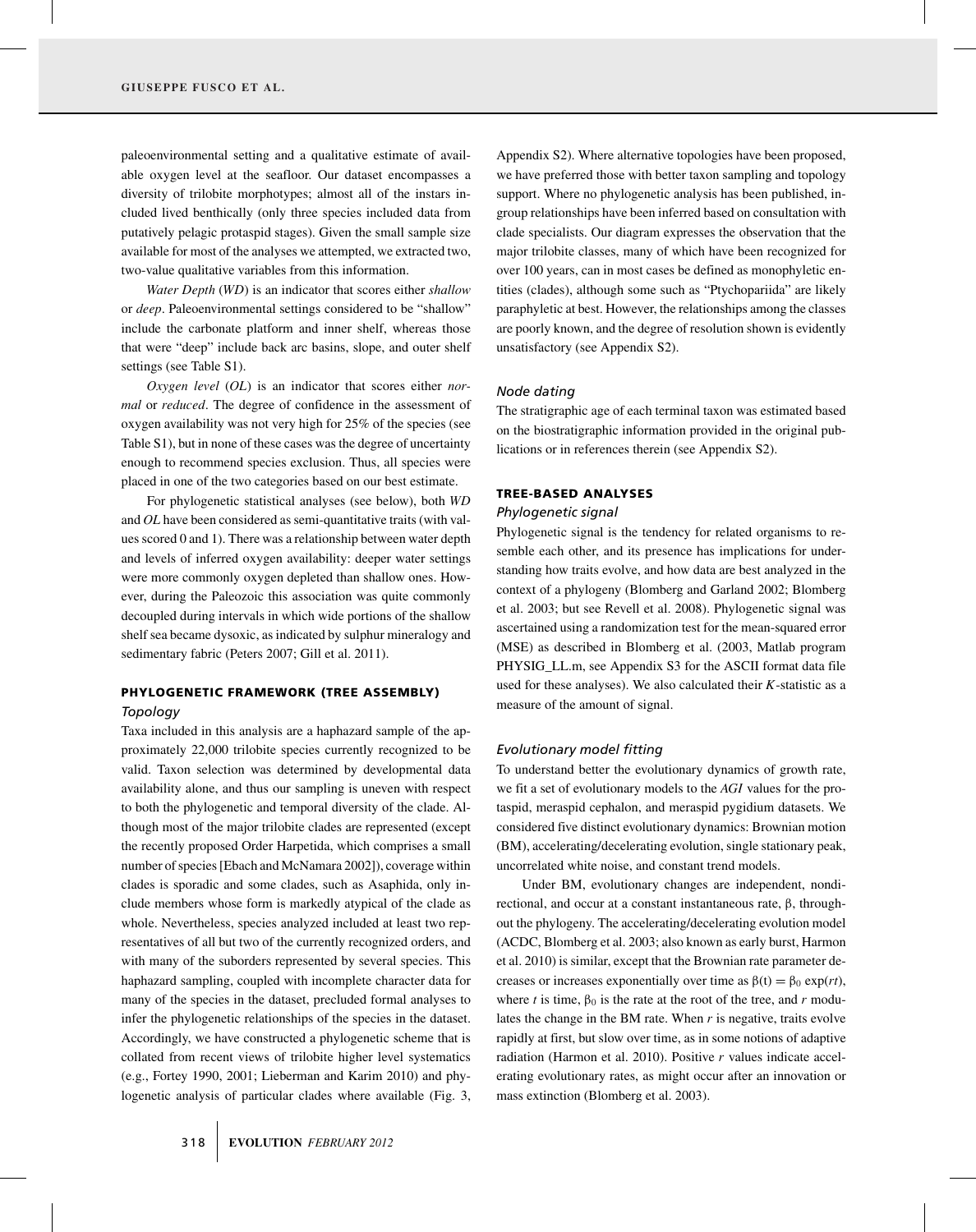paleoenvironmental setting and a qualitative estimate of available oxygen level at the seafloor. Our dataset encompasses a diversity of trilobite morphotypes; almost all of the instars included lived benthically (only three species included data from putatively pelagic protaspid stages). Given the small sample size available for most of the analyses we attempted, we extracted two, two-value qualitative variables from this information.

*Water Depth* (*WD*) is an indicator that scores either *shallow* or *deep*. Paleoenvironmental settings considered to be "shallow" include the carbonate platform and inner shelf, whereas those that were "deep" include back arc basins, slope, and outer shelf settings (see Table S1).

*Oxygen level* (*OL*) is an indicator that scores either *normal* or *reduced*. The degree of confidence in the assessment of oxygen availability was not very high for 25% of the species (see Table S1), but in none of these cases was the degree of uncertainty enough to recommend species exclusion. Thus, all species were placed in one of the two categories based on our best estimate.

For phylogenetic statistical analyses (see below), both *WD* and *OL* have been considered as semi-quantitative traits (with values scored 0 and 1). There was a relationship between water depth and levels of inferred oxygen availability: deeper water settings were more commonly oxygen depleted than shallow ones. However, during the Paleozoic this association was quite commonly decoupled during intervals in which wide portions of the shallow shelf sea became dysoxic, as indicated by sulphur mineralogy and sedimentary fabric (Peters 2007; Gill et al. 2011).

## PHYLOGENETIC FRAMEWORK (TREE ASSEMBLY)

### Topology

Taxa included in this analysis are a haphazard sample of the approximately 22,000 trilobite species currently recognized to be valid. Taxon selection was determined by developmental data availability alone, and thus our sampling is uneven with respect to both the phylogenetic and temporal diversity of the clade. Although most of the major trilobite clades are represented (except the recently proposed Order Harpetida, which comprises a small number of species [Ebach and McNamara 2002]), coverage within clades is sporadic and some clades, such as Asaphida, only include members whose form is markedly atypical of the clade as whole. Nevertheless, species analyzed included at least two representatives of all but two of the currently recognized orders, and with many of the suborders represented by several species. This haphazard sampling, coupled with incomplete character data for many of the species in the dataset, precluded formal analyses to infer the phylogenetic relationships of the species in the dataset. Accordingly, we have constructed a phylogenetic scheme that is collated from recent views of trilobite higher level systematics (e.g., Fortey 1990, 2001; Lieberman and Karim 2010) and phylogenetic analysis of particular clades where available (Fig. 3, Appendix S2). Where alternative topologies have been proposed, we have preferred those with better taxon sampling and topology support. Where no phylogenetic analysis has been published, ingroup relationships have been inferred based on consultation with clade specialists. Our diagram expresses the observation that the major trilobite classes, many of which have been recognized for over 100 years, can in most cases be defined as monophyletic entities (clades), although some such as "Ptychopariida" are likely paraphyletic at best. However, the relationships among the classes are poorly known, and the degree of resolution shown is evidently unsatisfactory (see Appendix S2).

### Node dating

The stratigraphic age of each terminal taxon was estimated based on the biostratigraphic information provided in the original publications or in references therein (see Appendix S2).

## TREE-BASED ANALYSES

### Phylogenetic signal

Phylogenetic signal is the tendency for related organisms to resemble each other, and its presence has implications for understanding how traits evolve, and how data are best analyzed in the context of a phylogeny (Blomberg and Garland 2002; Blomberg et al. 2003; but see Revell et al. 2008). Phylogenetic signal was ascertained using a randomization test for the mean-squared error (MSE) as described in Blomberg et al. (2003, Matlab program PHYSIG_LL.m, see Appendix S3 for the ASCII format data file used for these analyses). We also calculated their *K*-statistic as a measure of the amount of signal.

### Evolutionary model fitting

To understand better the evolutionary dynamics of growth rate, we fit a set of evolutionary models to the *AGI* values for the protaspid, meraspid cephalon, and meraspid pygidium datasets. We considered five distinct evolutionary dynamics: Brownian motion (BM), accelerating/decelerating evolution, single stationary peak, uncorrelated white noise, and constant trend models.

Under BM, evolutionary changes are independent, nondirectional, and occur at a constant instantaneous rate, $\beta$, throughout the phylogeny. The accelerating/decelerating evolution model (ACDC, Blomberg et al. 2003; also known as early burst, Harmon et al. 2010) is similar, except that the Brownian rate parameter decreases or increases exponentially over time as $\beta(t) = \beta_0 \exp(rt)$, where $t$ is time, $\beta_0$ is the rate at the root of the tree, and $r$ modulates the change in the BM rate. When $r$ is negative, traits evolve rapidly at first, but slow over time, as in some notions of adaptive radiation (Harmon et al. 2010). Positive $r$ values indicate accelerating evolutionary rates, as might occur after an innovation or mass extinction (Blomberg et al. 2003).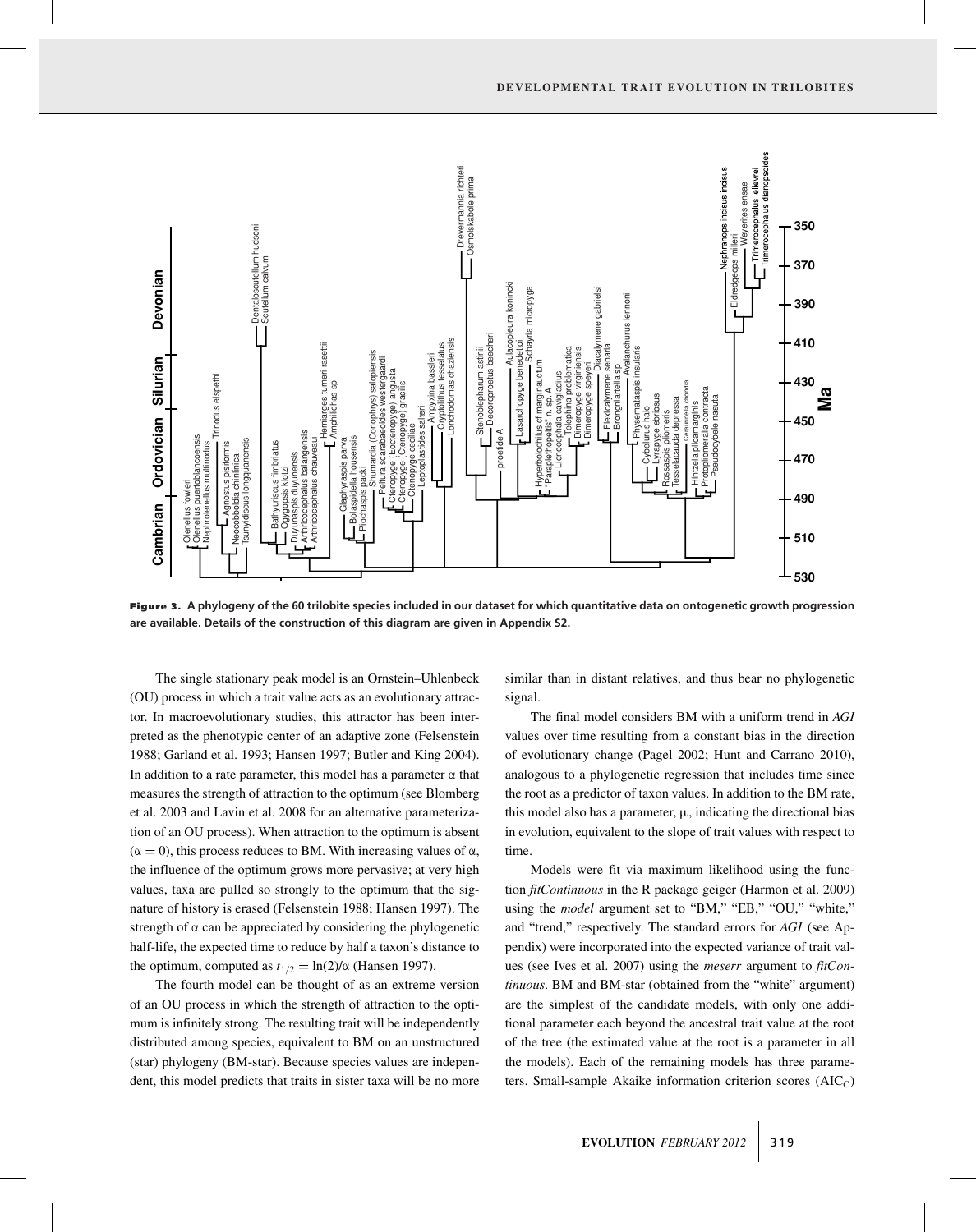**Figure 3.** **A phylogeny of the 60 trilobite species included in our dataset for which quantitative data on ontogenetic growth progression are available. Details of the construction of this diagram are given in Appendix S2.**

The single stationary peak model is an Ornstein–Uhlenbeck (OU) process in which a trait value acts as an evolutionary attractor. In macroevolutionary studies, this attractor has been interpreted as the phenotypic center of an adaptive zone (Felsenstein 1988; Garland et al. 1993; Hansen 1997; Butler and King 2004). In addition to a rate parameter, this model has a parameter $\alpha$ that measures the strength of attraction to the optimum (see Blomberg et al. 2003 and Lavin et al. 2008 for an alternative parameterization of an OU process). When attraction to the optimum is absent ($\alpha = 0$), this process reduces to BM. With increasing values of $\alpha$, the influence of the optimum grows more pervasive; at very high values, taxa are pulled so strongly to the optimum that the signature of history is erased (Felsenstein 1988; Hansen 1997). The strength of $\alpha$ can be appreciated by considering the phylogenetic half-life, the expected time to reduce by half a taxon's distance to the optimum, computed as $t_{1/2} = \ln(2)/\alpha$ (Hansen 1997).

The fourth model can be thought of as an extreme version of an OU process in which the strength of attraction to the optimum is infinitely strong. The resulting trait will be independently distributed among species, equivalent to BM on an unstructured (star) phylogeny (BM-star). Because species values are independent, this model predicts that traits in sister taxa will be no more similar than in distant relatives, and thus bear no phylogenetic signal.

The final model considers BM with a uniform trend in *AGI* values over time resulting from a constant bias in the direction of evolutionary change (Pagel 2002; Hunt and Carrano 2010), analogous to a phylogenetic regression that includes time since the root as a predictor of taxon values. In addition to the BM rate, this model also has a parameter, $\mu$, indicating the directional bias in evolution, equivalent to the slope of trait values with respect to time.

Models were fit via maximum likelihood using the function *fitContinuous* in the R package geiger (Harmon et al. 2009) using the *model* argument set to "BM," "EB," "OU," "white," and "trend," respectively. The standard errors for *AGI* (see Appendix) were incorporated into the expected variance of trait values (see Ives et al. 2007) using the *meserr* argument to *fitContinuous*. BM and BM-star (obtained from the "white" argument) are the simplest of the candidate models, with only one additional parameter each beyond the ancestral trait value at the root of the tree (the estimated value at the root is a parameter in all the models). Each of the remaining models has three parameters. Small-sample Akaike information criterion scores ($AIC_C$)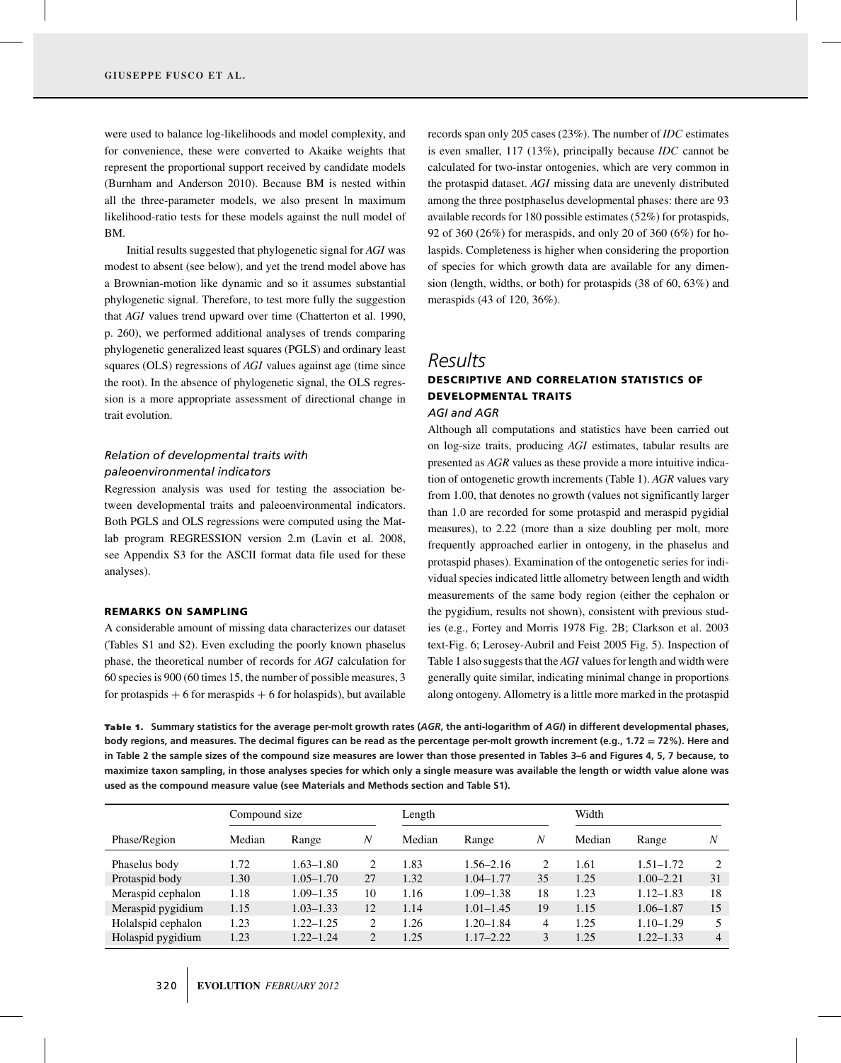were used to balance log-likelihoods and model complexity, and for convenience, these were converted to Akaike weights that represent the proportional support received by candidate models (Burnham and Anderson 2010). Because BM is nested within all the three-parameter models, we also present ln maximum likelihood-ratio tests for these models against the null model of BM.

Initial results suggested that phylogenetic signal for *AGI* was modest to absent (see below), and yet the trend model above has a Brownian-motion like dynamic and so it assumes substantial phylogenetic signal. Therefore, to test more fully the suggestion that *AGI* values trend upward over time (Chatterton et al. 1990, p. 260), we performed additional analyses of trends comparing phylogenetic generalized least squares (PGLS) and ordinary least squares (OLS) regressions of *AGI* values against age (time since the root). In the absence of phylogenetic signal, the OLS regression is a more appropriate assessment of directional change in trait evolution.

### *Relation of developmental traits with paleoenvironmental indicators*

Regression analysis was used for testing the association between developmental traits and paleoenvironmental indicators. Both PGLS and OLS regressions were computed using the Matlab program REGRESSION version 2.m (Lavin et al. 2008, see Appendix S3 for the ASCII format data file used for these analyses).

## REMARKS ON SAMPLING

A considerable amount of missing data characterizes our dataset (Tables S1 and S2). Even excluding the poorly known phaselus phase, the theoretical number of records for *AGI* calculation for 60 species is 900 (60 times 15, the number of possible measures, 3 for protaspids + 6 for meraspids + 6 for holaspids), but available records span only 205 cases (23%). The number of *IDC* estimates is even smaller, 117 (13%), principally because *IDC* cannot be calculated for two-instar ontogenies, which are very common in the protaspid dataset. *AGI* missing data are unevenly distributed among the three postphaselus developmental phases: there are 93 available records for 180 possible estimates (52%) for protaspids, 92 of 360 (26%) for meraspids, and only 20 of 360 (6%) for holaspids. Completeness is higher when considering the proportion of species for which growth data are available for any dimension (length, widths, or both) for protaspids (38 of 60, 63%) and meraspids (43 of 120, 36%).

# *Results*

## DESCRIPTIVE AND CORRELATION STATISTICS OF DEVELOPMENTAL TRAITS

### *AGI and AGR*

Although all computations and statistics have been carried out on log-size traits, producing *AGI* estimates, tabular results are presented as *AGR* values as these provide a more intuitive indication of ontogenetic growth increments (Table 1). *AGR* values vary from 1.00, that denotes no growth (values not significantly larger than 1.0 are recorded for some protaspid and meraspid pygidial measures), to 2.22 (more than a size doubling per molt, more frequently approached earlier in ontogeny, in the phaselus and protaspid phases). Examination of the ontogenetic series for individual species indicated little allometry between length and width measurements of the same body region (either the cephalon or the pygidium, results not shown), consistent with previous studies (e.g., Fortey and Morris 1978 Fig. 2B; Clarkson et al. 2003 text-Fig. 6; Lerosey-Aubril and Feist 2005 Fig. 5). Inspection of Table 1 also suggests that the *AGI* values for length and width were generally quite similar, indicating minimal change in proportions along ontogeny. Allometry is a little more marked in the protaspid

**Table 1.** **Summary statistics for the average per-molt growth rates (*AGR*, the anti-logarithm of *AGI*) in different developmental phases, body regions, and measures. The decimal figures can be read as the percentage per-molt growth increment (e.g., 1.72 = 72%). Here and in Table 2 the sample sizes of the compound size measures are lower than those presented in Tables 3–6 and Figures 4, 5, 7 because, to maximize taxon sampling, in those analyses species for which only a single measure was available the length or width value alone was used as the compound measure value (see Materials and Methods section and Table S1).**

| | Compound size | | | Length | | | Width | | |
|---|---|---|---|---|---|---|---|---|---|
| Phase/Region | Median | Range | *N* | Median | Range | *N* | Median | Range | *N* |
| Phaselus body | 1.72 | 1.63–1.80 | 2 | 1.83 | 1.56–2.16 | 2 | 1.61 | 1.51–1.72 | 2 |
| Protaspid body | 1.30 | 1.05–1.70 | 27 | 1.32 | 1.04–1.77 | 35 | 1.25 | 1.00–2.21 | 31 |
| Meraspid cephalon | 1.18 | 1.09–1.35 | 10 | 1.16 | 1.09–1.38 | 18 | 1.23 | 1.12–1.83 | 18 |
| Meraspid pygidium | 1.15 | 1.03–1.33 | 12 | 1.14 | 1.01–1.45 | 19 | 1.15 | 1.06–1.87 | 15 |
| Holaspid cephalon | 1.23 | 1.22–1.25 | 2 | 1.26 | 1.20–1.84 | 4 | 1.25 | 1.10–1.29 | 5 |
| Holaspid pygidium | 1.23 | 1.22–1.24 | 2 | 1.25 | 1.17–2.22 | 3 | 1.25 | 1.22–1.33 | 4 |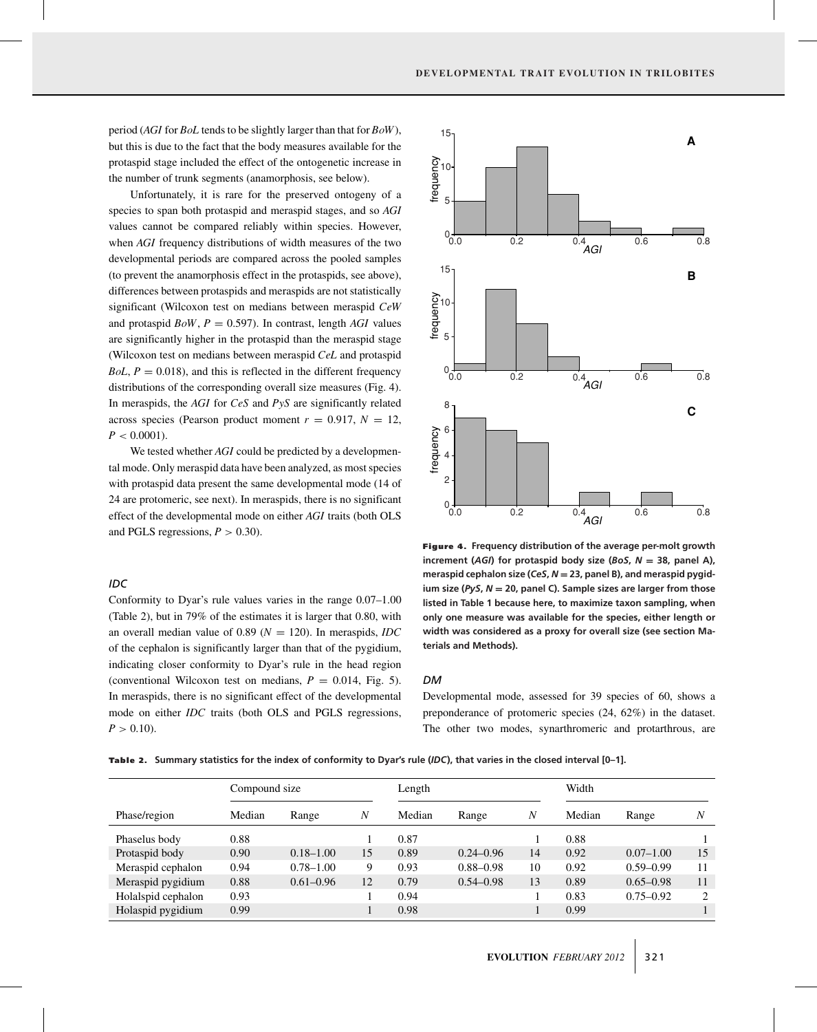period (*AGI* for *BoL* tends to be slightly larger than that for *BoW*), but this is due to the fact that the body measures available for the protaspid stage included the effect of the ontogenetic increase in the number of trunk segments (anamorphosis, see below).

Unfortunately, it is rare for the preserved ontogeny of a species to span both protaspid and meraspid stages, and so *AGI* values cannot be compared reliably within species. However, when *AGI* frequency distributions of width measures of the two developmental periods are compared across the pooled samples (to prevent the anamorphosis effect in the protaspids, see above), differences between protaspids and meraspids are not statistically significant (Wilcoxon test on medians between meraspid *CeW* and protaspid *BoW*, $P = 0.597$). In contrast, length *AGI* values are significantly higher in the protaspid than the meraspid stage (Wilcoxon test on medians between meraspid *CeL* and protaspid *BoL*, $P = 0.018$), and this is reflected in the different frequency distributions of the corresponding overall size measures (Fig. 4). In meraspids, the *AGI* for *CeS* and *PyS* are significantly related across species (Pearson product moment $r = 0.917$, $N = 12$, $P < 0.0001$).

We tested whether *AGI* could be predicted by a developmental mode. Only meraspid data have been analyzed, as most species with protaspid data present the same developmental mode (14 of 24 are protomeric, see next). In meraspids, there is no significant effect of the developmental mode on either *AGI* traits (both OLS and PGLS regressions, $P > 0.30$).

**Figure 4.** Frequency distribution of the average per-molt growth increment (*AGI*) for protaspid body size (*BoS*, $N = 38$, panel A), meraspid cephalon size (*CeS*, $N = 23$, panel B), and meraspid pygidium size (*PyS*, $N = 20$, panel C). Sample sizes are larger from those listed in Table 1 because here, to maximize taxon sampling, when only one measure was available for the species, either length or width was considered as a proxy for overall size (see section Materials and Methods).

### *IDC*

Conformity to Dyar's rule values varies in the range 0.07–1.00 (Table 2), but in 79% of the estimates it is larger that 0.80, with an overall median value of 0.89 ($N = 120$). In meraspids, *IDC* of the cephalon is significantly larger than that of the pygidium, indicating closer conformity to Dyar's rule in the head region (conventional Wilcoxon test on medians, $P = 0.014$, Fig. 5). In meraspids, there is no significant effect of the developmental mode on either *IDC* traits (both OLS and PGLS regressions, $P > 0.10$).

### *DM*

Developmental mode, assessed for 39 species of 60, shows a preponderance of protomeric species (24, 62%) in the dataset. The other two modes, synarthromeric and protarthrous, are

**Table 2.** Summary statistics for the index of conformity to Dyar's rule (*IDC*), that varies in the closed interval [0–1].

| | Compound size | | | Length | | | Width | | |
|---|---|---|---|---|---|---|---|---|---|
| Phase/region | Median | Range | *N* | Median | Range | *N* | Median | Range | *N* |
| Phaselus body | 0.88 | | 1 | 0.87 | | 1 | 0.88 | | 1 |
| Protaspid body | 0.90 | 0.18–1.00 | 15 | 0.89 | 0.24–0.96 | 14 | 0.92 | 0.07–1.00 | 15 |
| Meraspid cephalon | 0.94 | 0.78–1.00 | 9 | 0.93 | 0.88–0.98 | 10 | 0.92 | 0.59–0.99 | 11 |
| Meraspid pygidium | 0.88 | 0.61–0.96 | 12 | 0.79 | 0.54–0.98 | 13 | 0.89 | 0.65–0.98 | 11 |
| Holalspid cephalon | 0.93 | | 1 | 0.94 | | 1 | 0.83 | 0.75–0.92 | 2 |
| Holaspid pygidium | 0.99 | | 1 | 0.98 | | 1 | 0.99 | | 1 |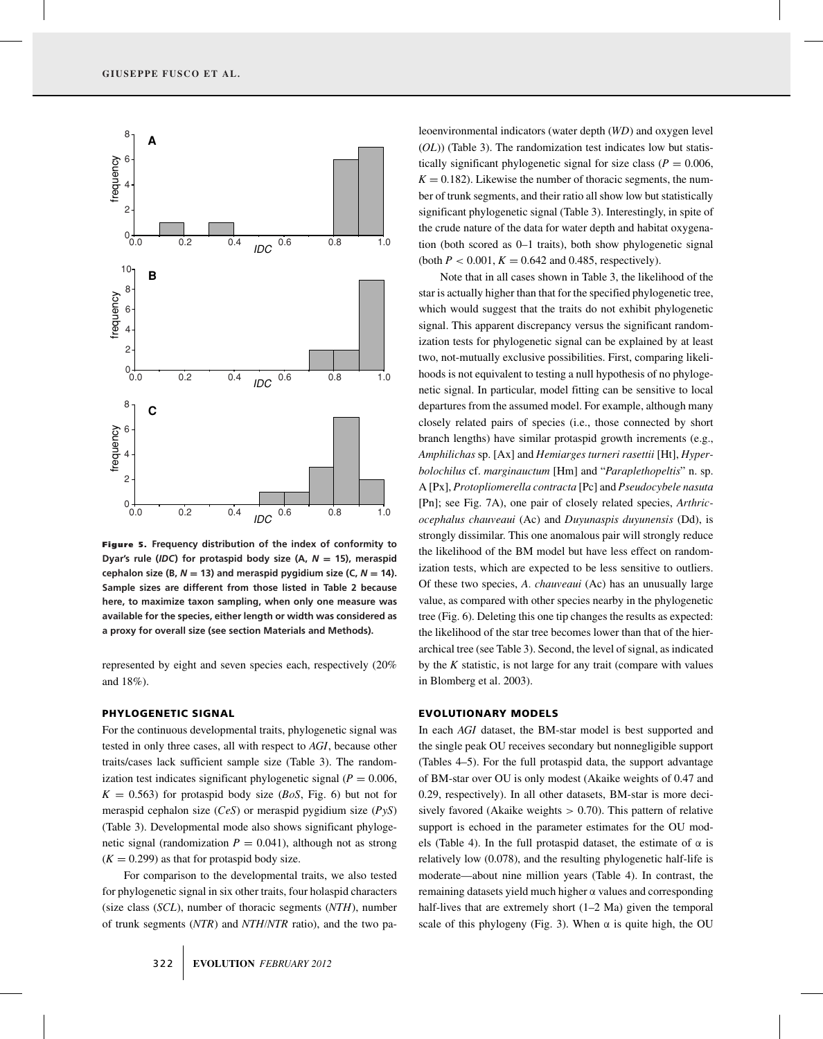**Figure 5.** **Frequency distribution of the index of conformity to Dyar's rule (*IDC*) for protaspid body size (A, $N = 15$), meraspid cephalon size (B, $N = 13$) and meraspid pygidium size (C, $N = 14$). Sample sizes are different from those listed in Table 2 because here, to maximize taxon sampling, when only one measure was available for the species, either length or width was considered as a proxy for overall size (see section Materials and Methods).**

represented by eight and seven species each, respectively (20% and 18%).

### PHYLOGENETIC SIGNAL

For the continuous developmental traits, phylogenetic signal was tested in only three cases, all with respect to *AGI*, because other traits/cases lack sufficient sample size (Table 3). The randomization test indicates significant phylogenetic signal ($P = 0.006$, $K = 0.563$) for protaspid body size (*BoS*, Fig. 6) but not for meraspid cephalon size (*CeS*) or meraspid pygidium size (*PyS*) (Table 3). Developmental mode also shows significant phylogenetic signal (randomization $P = 0.041$), although not as strong ($K = 0.299$) as that for protaspid body size.

For comparison to the developmental traits, we also tested for phylogenetic signal in six other traits, four holaspid characters (size class (*SCL*), number of thoracic segments (*NTH*), number of trunk segments (*NTR*) and *NTH*/*NTR* ratio), and the two paleoenvironmental indicators (water depth (*WD*) and oxygen level (*OL*)) (Table 3). The randomization test indicates low but statistically significant phylogenetic signal for size class ($P = 0.006$, $K = 0.182$). Likewise the number of thoracic segments, the number of trunk segments, and their ratio all show low but statistically significant phylogenetic signal (Table 3). Interestingly, in spite of the crude nature of the data for water depth and habitat oxygenation (both scored as 0–1 traits), both show phylogenetic signal (both $P < 0.001$, $K = 0.642$ and $0.485$, respectively).

Note that in all cases shown in Table 3, the likelihood of the star is actually higher than that for the specified phylogenetic tree, which would suggest that the traits do not exhibit phylogenetic signal. This apparent discrepancy versus the significant randomization tests for phylogenetic signal can be explained by at least two, not-mutually exclusive possibilities. First, comparing likelihoods is not equivalent to testing a null hypothesis of no phylogenetic signal. In particular, model fitting can be sensitive to local departures from the assumed model. For example, although many closely related pairs of species (i.e., those connected by short branch lengths) have similar protaspid growth increments (e.g., *Amphilichas* sp. [Ax] and *Hemiarges turneri rasettii* [Ht], *Hyperbolochilus* cf. *marginauctum* [Hm] and "*Paraplethopeltis*" n. sp. A [Px], *Protopliomerella contracta* [Pc] and *Pseudocybele nasuta* [Pn]; see Fig. 7A), one pair of closely related species, *Arthricocephalus chauveaui* (Ac) and *Duyunaspis duyunensis* (Dd), is strongly dissimilar. This one anomalous pair will strongly reduce the likelihood of the BM model but have less effect on randomization tests, which are expected to be less sensitive to outliers. Of these two species, *A. chauveaui* (Ac) has an unusually large value, as compared with other species nearby in the phylogenetic tree (Fig. 6). Deleting this one tip changes the results as expected: the likelihood of the star tree becomes lower than that of the hierarchical tree (see Table 3). Second, the level of signal, as indicated by the *K* statistic, is not large for any trait (compare with values in Blomberg et al. 2003).

### EVOLUTIONARY MODELS

In each *AGI* dataset, the BM-star model is best supported and the single peak OU receives secondary but nonnegligible support (Tables 4–5). For the full protaspid data, the support advantage of BM-star over OU is only modest (Akaike weights of 0.47 and 0.29, respectively). In all other datasets, BM-star is more decisively favored (Akaike weights $> 0.70$). This pattern of relative support is echoed in the parameter estimates for the OU models (Table 4). In the full protaspid dataset, the estimate of $\alpha$ is relatively low (0.078), and the resulting phylogenetic half-life is moderate—about nine million years (Table 4). In contrast, the remaining datasets yield much higher $\alpha$ values and corresponding half-lives that are extremely short (1–2 Ma) given the temporal scale of this phylogeny (Fig. 3). When $\alpha$ is quite high, the OU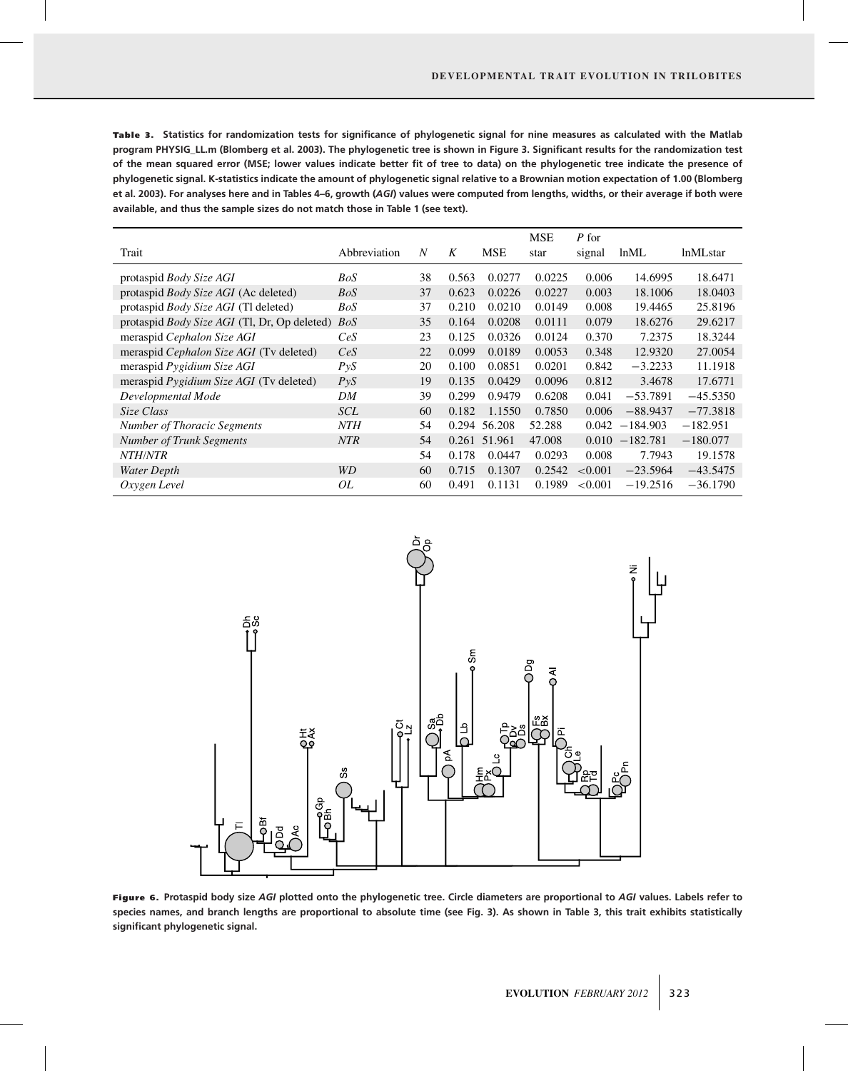**Table 3.** Statistics for randomization tests for significance of phylogenetic signal for nine measures as calculated with the Matlab program PHYSIG_LL.m (Blomberg et al. 2003). The phylogenetic tree is shown in Figure 3. Significant results for the randomization test of the mean squared error (MSE; lower values indicate better fit of tree to data) on the phylogenetic tree indicate the presence of phylogenetic signal. K-statistics indicate the amount of phylogenetic signal relative to a Brownian motion expectation of 1.00 (Blomberg et al. 2003). For analyses here and in Tables 4–6, growth (*AGI*) values were computed from lengths, widths, or their average if both were available, and thus the sample sizes do not match those in Table 1 (see text).

| Trait | Abbreviation | *N* | *K* | MSE | MSE star | *P* for signal | lnML | lnMLstar |
|---|---|---|---|---|---|---|---|---|
| protaspid *Body Size AGI* | *BoS* | 38 | 0.563 | 0.0277 | 0.0225 | 0.006 | 14.6995 | 18.6471 |
| protaspid *Body Size AGI* (Ac deleted) | *BoS* | 37 | 0.623 | 0.0226 | 0.0227 | 0.003 | 18.1006 | 18.0403 |
| protaspid *Body Size AGI* (Tl deleted) | *BoS* | 37 | 0.210 | 0.0210 | 0.0149 | 0.008 | 19.4465 | 25.8196 |
| protaspid *Body Size AGI* (Tl, Dr, Op deleted) | *BoS* | 35 | 0.164 | 0.0208 | 0.0111 | 0.079 | 18.6276 | 29.6217 |
| meraspid *Cephalon Size AGI* | *CeS* | 23 | 0.125 | 0.0326 | 0.0124 | 0.370 | 7.2375 | 18.3244 |
| meraspid *Cephalon Size AGI* (Tv deleted) | *CeS* | 22 | 0.099 | 0.0189 | 0.0053 | 0.348 | 12.9320 | 27.0054 |
| meraspid *Pygidium Size AGI* | *PyS* | 20 | 0.100 | 0.0851 | 0.0201 | 0.842 | −3.2233 | 11.1918 |
| meraspid *Pygidium Size AGI* (Tv deleted) | *PyS* | 19 | 0.135 | 0.0429 | 0.0096 | 0.812 | 3.4678 | 17.6771 |
| *Developmental Mode* | *DM* | 39 | 0.299 | 0.9479 | 0.6208 | 0.041 | −53.7891 | −45.5350 |
| *Size Class* | *SCL* | 60 | 0.182 | 1.1550 | 0.7850 | 0.006 | −88.9437 | −77.3818 |
| *Number of Thoracic Segments* | *NTH* | 54 | 0.294 | 56.208 | 52.288 | 0.042 | −184.903 | −182.951 |
| *Number of Trunk Segments* | *NTR* | 54 | 0.261 | 51.961 | 47.008 | 0.010 | −182.781 | −180.077 |
| *NTH/NTR* | | 54 | 0.178 | 0.0447 | 0.0293 | 0.008 | 7.7943 | 19.1578 |
| *Water Depth* | *WD* | 60 | 0.715 | 0.1307 | 0.2542 | <0.001 | −23.5964 | −43.5475 |
| *Oxygen Level* | *OL* | 60 | 0.491 | 0.1131 | 0.1989 | <0.001 | −19.2516 | −36.1790 |

**Figure 6.** Protaspid body size *AGI* plotted onto the phylogenetic tree. Circle diameters are proportional to *AGI* values. Labels refer to species names, and branch lengths are proportional to absolute time (see Fig. 3). As shown in Table 3, this trait exhibits statistically significant phylogenetic signal.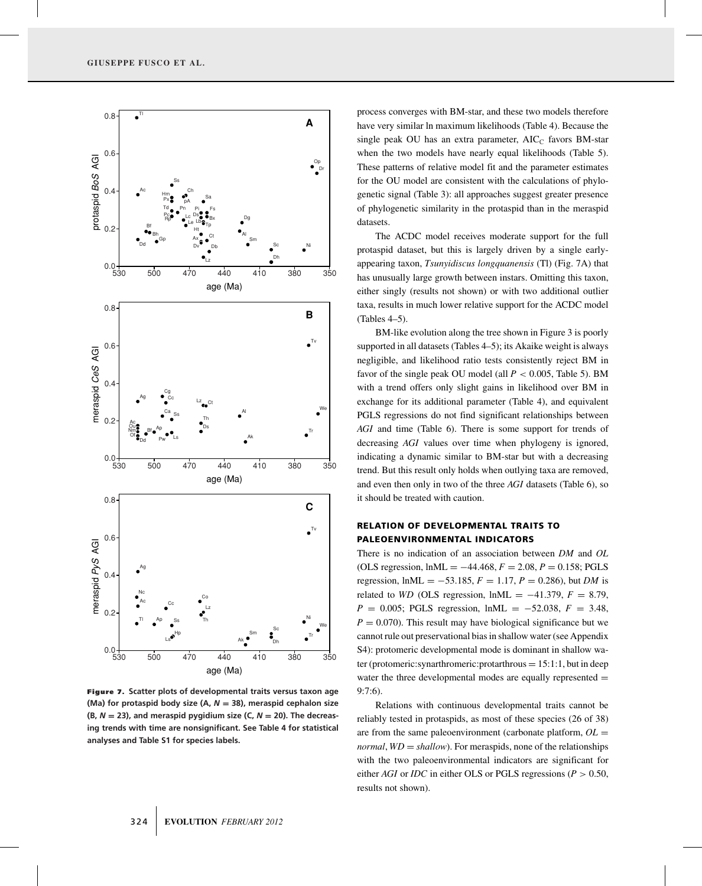**Figure 7.** Scatter plots of developmental traits versus taxon age (Ma) for protaspid body size (A, $N = 38$), meraspid cephalon size (B, $N = 23$), and meraspid pygidium size (C, $N = 20$). The decreasing trends with time are nonsignificant. See Table 4 for statistical analyses and Table S1 for species labels.

process converges with BM-star, and these two models therefore have very similar ln maximum likelihoods (Table 4). Because the single peak OU has an extra parameter, $AIC_C$ favors BM-star when the two models have nearly equal likelihoods (Table 5). These patterns of relative model fit and the parameter estimates for the OU model are consistent with the calculations of phylogenetic signal (Table 3): all approaches suggest greater presence of phylogenetic similarity in the protaspid than in the meraspid datasets.

The ACDC model receives moderate support for the full protaspid dataset, but this is largely driven by a single early-appearing taxon, *Tsunyidiscus longquanensis* (Tl) (Fig. 7A) that has unusually large growth between instars. Omitting this taxon, either singly (results not shown) or with two additional outlier taxa, results in much lower relative support for the ACDC model (Tables 4–5).

BM-like evolution along the tree shown in Figure 3 is poorly supported in all datasets (Tables 4–5); its Akaike weight is always negligible, and likelihood ratio tests consistently reject BM in favor of the single peak OU model (all $P < 0.005$, Table 5). BM with a trend offers only slight gains in likelihood over BM in exchange for its additional parameter (Table 4), and equivalent PGLS regressions do not find significant relationships between *AGI* and time (Table 6). There is some support for trends of decreasing *AGI* values over time when phylogeny is ignored, indicating a dynamic similar to BM-star but with a decreasing trend. But this result only holds when outlying taxa are removed, and even then only in two of the three *AGI* datasets (Table 6), so it should be treated with caution.

## RELATION OF DEVELOPMENTAL TRAITS TO PALEOENVIRONMENTAL INDICATORS

There is no indication of an association between *DM* and *OL* (OLS regression, $\text{lnML} = -44.468$, $F = 2.08$, $P = 0.158$; PGLS regression, $\text{lnML} = -53.185$, $F = 1.17$, $P = 0.286$), but *DM* is related to *WD* (OLS regression, $\text{lnML} = -41.379$, $F = 8.79$, $P = 0.005$; PGLS regression, $\text{lnML} = -52.038$, $F = 3.48$, $P = 0.070$). This result may have biological significance but we cannot rule out preservational bias in shallow water (see Appendix S4): protomeric developmental mode is dominant in shallow water (protomeric:synarthromeric:protarthrous = 15:1:1, but in deep water the three developmental modes are equally represented = 9:7:6).

Relations with continuous developmental traits cannot be reliably tested in protaspids, as most of these species (26 of 38) are from the same paleoenvironment (carbonate platform, *OL* = *normal*, *WD* = *shallow*). For meraspids, none of the relationships with the two paleoenvironmental indicators are significant for either *AGI* or *IDC* in either OLS or PGLS regressions ($P > 0.50$, results not shown).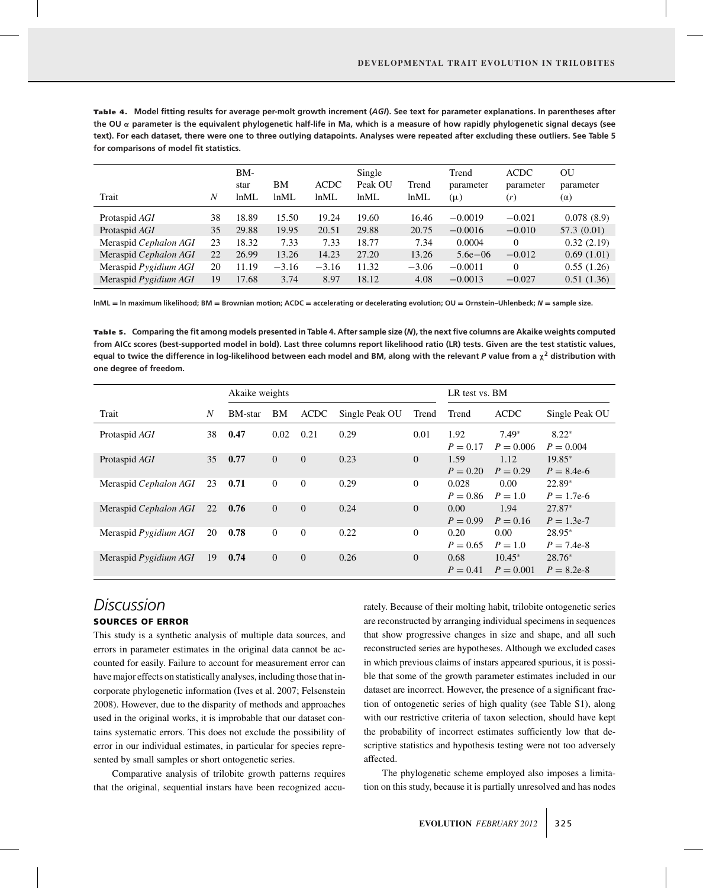**Table 4.** Model fitting results for average per-molt growth increment (*AGI*). See text for parameter explanations. In parentheses after the OU $\alpha$ parameter is the equivalent phylogenetic half-life in Ma, which is a measure of how rapidly phylogenetic signal decays (see text). For each dataset, there were one to three outlying datapoints. Analyses were repeated after excluding these outliers. See Table 5 for comparisons of model fit statistics.

| Trait | $N$ | BM-star lnML | BM lnML | ACDC lnML | Single Peak OU lnML | Trend lnML | Trend parameter ($\mu$) | ACDC parameter ($r$) | OU parameter ($\alpha$) |
|---|---|---|---|---|---|---|---|---|---|
| Protaspid *AGI* | 38 | 18.89 | 15.50 | 19.24 | 19.60 | 16.46 | −0.0019 | −0.021 | 0.078 (8.9) |
| Protaspid *AGI* | 35 | 29.88 | 19.95 | 20.51 | 29.88 | 20.75 | −0.0016 | −0.010 | 57.3 (0.01) |
| Meraspid *Cephalon AGI* | 23 | 18.32 | 7.33 | 7.33 | 18.77 | 7.34 | 0.0004 | 0 | 0.32 (2.19) |
| Meraspid *Cephalon AGI* | 22 | 26.99 | 13.26 | 14.23 | 27.20 | 13.26 | 5.6e−06 | −0.012 | 0.69 (1.01) |
| Meraspid *Pygidium AGI* | 20 | 11.19 | −3.16 | −3.16 | 11.32 | −3.06 | −0.0011 | 0 | 0.55 (1.26) |
| Meraspid *Pygidium AGI* | 19 | 17.68 | 3.74 | 8.97 | 18.12 | 4.08 | −0.0013 | −0.027 | 0.51 (1.36) |

lnML = ln maximum likelihood; BM = Brownian motion; ACDC = accelerating or decelerating evolution; OU = Ornstein–Uhlenbeck; *N* = sample size.

**Table 5.** Comparing the fit among models presented in Table 4. After sample size (*N*), the next five columns are Akaike weights computed from AICc scores (best-supported model in bold). Last three columns report likelihood ratio (LR) tests. Given are the test statistic values, equal to twice the difference in log-likelihood between each model and BM, along with the relevant *P* value from a $\chi^2$ distribution with one degree of freedom.

| | | Akaike weights | | | | | LR test vs. BM | | |
|---|---|---|---|---|---|---|---|---|---|
| Trait | $N$ | BM-star | BM | ACDC | Single Peak OU | Trend | Trend | ACDC | Single Peak OU |
| Protaspid *AGI* | 38 | **0.47** | 0.02 | 0.21 | 0.29 | 0.01 | 1.92 $P = 0.17$ | 7.49* $P = 0.006$ | 8.22* $P = 0.004$ |
| Protaspid *AGI* | 35 | **0.77** | 0 | 0 | 0.23 | 0 | 1.59 $P = 0.20$ | 1.12 $P = 0.29$ | 19.85* $P = 8.4\text{e-}6$ |
| Meraspid *Cephalon AGI* | 23 | **0.71** | 0 | 0 | 0.29 | 0 | 0.028 $P = 0.86$ | 0.00 $P = 1.0$ | 22.89* $P = 1.7\text{e-}6$ |
| Meraspid *Cephalon AGI* | 22 | **0.76** | 0 | 0 | 0.24 | 0 | 0.00 $P = 0.99$ | 1.94 $P = 0.16$ | 27.87* $P = 1.3\text{e-}7$ |
| Meraspid *Pygidium AGI* | 20 | **0.78** | 0 | 0 | 0.22 | 0 | 0.20 $P = 0.65$ | 0.00 $P = 1.0$ | 28.95* $P = 7.4\text{e-}8$ |
| Meraspid *Pygidium AGI* | 19 | **0.74** | 0 | 0 | 0.26 | 0 | 0.68 $P = 0.41$ | 10.45* $P = 0.001$ | 28.76* $P = 8.2\text{e-}8$ |

# Discussion

## SOURCES OF ERROR

This study is a synthetic analysis of multiple data sources, and errors in parameter estimates in the original data cannot be accounted for easily. Failure to account for measurement error can have major effects on statistically analyses, including those that incorporate phylogenetic information (Ives et al. 2007; Felsenstein 2008). However, due to the disparity of methods and approaches used in the original works, it is improbable that our dataset contains systematic errors. This does not exclude the possibility of error in our individual estimates, in particular for species represented by small samples or short ontogenetic series.

Comparative analysis of trilobite growth patterns requires that the original, sequential instars have been recognized accurately. Because of their molting habit, trilobite ontogenetic series are reconstructed by arranging individual specimens in sequences that show progressive changes in size and shape, and all such reconstructed series are hypotheses. Although we excluded cases in which previous claims of instars appeared spurious, it is possible that some of the growth parameter estimates included in our dataset are incorrect. However, the presence of a significant fraction of ontogenetic series of high quality (see Table S1), along with our restrictive criteria of taxon selection, should have kept the probability of incorrect estimates sufficiently low that descriptive statistics and hypothesis testing were not too adversely affected.

The phylogenetic scheme employed also imposes a limitation on this study, because it is partially unresolved and has nodes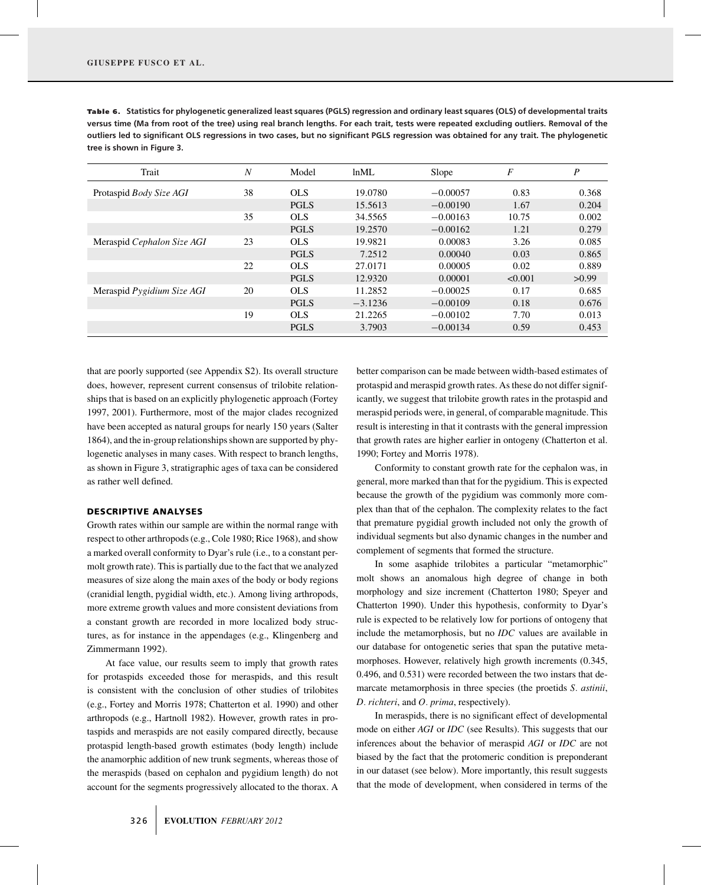**Table 6.** Statistics for phylogenetic generalized least squares (PGLS) regression and ordinary least squares (OLS) of developmental traits versus time (Ma from root of the tree) using real branch lengths. For each trait, tests were repeated excluding outliers. Removal of the outliers led to significant OLS regressions in two cases, but no significant PGLS regression was obtained for any trait. The phylogenetic tree is shown in Figure 3.

| Trait | $N$ | Model | lnML | Slope | $F$ | $P$ |
|---|---|---|---|---|---|---|
| Protaspid *Body Size AGI* | 38 | OLS | 19.0780 | −0.00057 | 0.83 | 0.368 |
| | | PGLS | 15.5613 | −0.00190 | 1.67 | 0.204 |
| | 35 | OLS | 34.5565 | −0.00163 | 10.75 | 0.002 |
| | | PGLS | 19.2570 | −0.00162 | 1.21 | 0.279 |
| Meraspid *Cephalon Size AGI* | 23 | OLS | 19.9821 | 0.00083 | 3.26 | 0.085 |
| | | PGLS | 7.2512 | 0.00040 | 0.03 | 0.865 |
| | 22 | OLS | 27.0171 | 0.00005 | 0.02 | 0.889 |
| | | PGLS | 12.9320 | 0.00001 | <0.001 | >0.99 |
| Meraspid *Pygidium Size AGI* | 20 | OLS | 11.2852 | −0.00025 | 0.17 | 0.685 |
| | | PGLS | −3.1236 | −0.00109 | 0.18 | 0.676 |
| | 19 | OLS | 21.2265 | −0.00102 | 7.70 | 0.013 |
| | | PGLS | 3.7903 | −0.00134 | 0.59 | 0.453 |

that are poorly supported (see Appendix S2). Its overall structure does, however, represent current consensus of trilobite relationships that is based on an explicitly phylogenetic approach (Fortey 1997, 2001). Furthermore, most of the major clades recognized have been accepted as natural groups for nearly 150 years (Salter 1864), and the in-group relationships shown are supported by phylogenetic analyses in many cases. With respect to branch lengths, as shown in Figure 3, stratigraphic ages of taxa can be considered as rather well defined.

## DESCRIPTIVE ANALYSES

Growth rates within our sample are within the normal range with respect to other arthropods (e.g., Cole 1980; Rice 1968), and show a marked overall conformity to Dyar's rule (i.e., to a constant per-molt growth rate). This is partially due to the fact that we analyzed measures of size along the main axes of the body or body regions (cranidial length, pygidial width, etc.). Among living arthropods, more extreme growth values and more consistent deviations from a constant growth are recorded in more localized body structures, as for instance in the appendages (e.g., Klingenberg and Zimmermann 1992).

At face value, our results seem to imply that growth rates for protaspids exceeded those for meraspids, and this result is consistent with the conclusion of other studies of trilobites (e.g., Fortey and Morris 1978; Chatterton et al. 1990) and other arthropods (e.g., Hartnoll 1982). However, growth rates in protaspids and meraspids are not easily compared directly, because protaspid length-based growth estimates (body length) include the anamorphic addition of new trunk segments, whereas those of the meraspids (based on cephalon and pygidium length) do not account for the segments progressively allocated to the thorax. A better comparison can be made between width-based estimates of protaspid and meraspid growth rates. As these do not differ significantly, we suggest that trilobite growth rates in the protaspid and meraspid periods were, in general, of comparable magnitude. This result is interesting in that it contrasts with the general impression that growth rates are higher earlier in ontogeny (Chatterton et al. 1990; Fortey and Morris 1978).

Conformity to constant growth rate for the cephalon was, in general, more marked than that for the pygidium. This is expected because the growth of the pygidium was commonly more complex than that of the cephalon. The complexity relates to the fact that premature pygidial growth included not only the growth of individual segments but also dynamic changes in the number and complement of segments that formed the structure.

In some asaphide trilobites a particular "metamorphic" molt shows an anomalous high degree of change in both morphology and size increment (Chatterton 1980; Speyer and Chatterton 1990). Under this hypothesis, conformity to Dyar's rule is expected to be relatively low for portions of ontogeny that include the metamorphosis, but no *IDC* values are available in our database for ontogenetic series that span the putative metamorphoses. However, relatively high growth increments (0.345, 0.496, and 0.531) were recorded between the two instars that demarcate metamorphosis in three species (the proetids *S. astinii*, *D. richteri*, and *O. prima*, respectively).

In meraspids, there is no significant effect of developmental mode on either *AGI* or *IDC* (see Results). This suggests that our inferences about the behavior of meraspid *AGI* or *IDC* are not biased by the fact that the protomeric condition is preponderant in our dataset (see below). More importantly, this result suggests that the mode of development, when considered in terms of the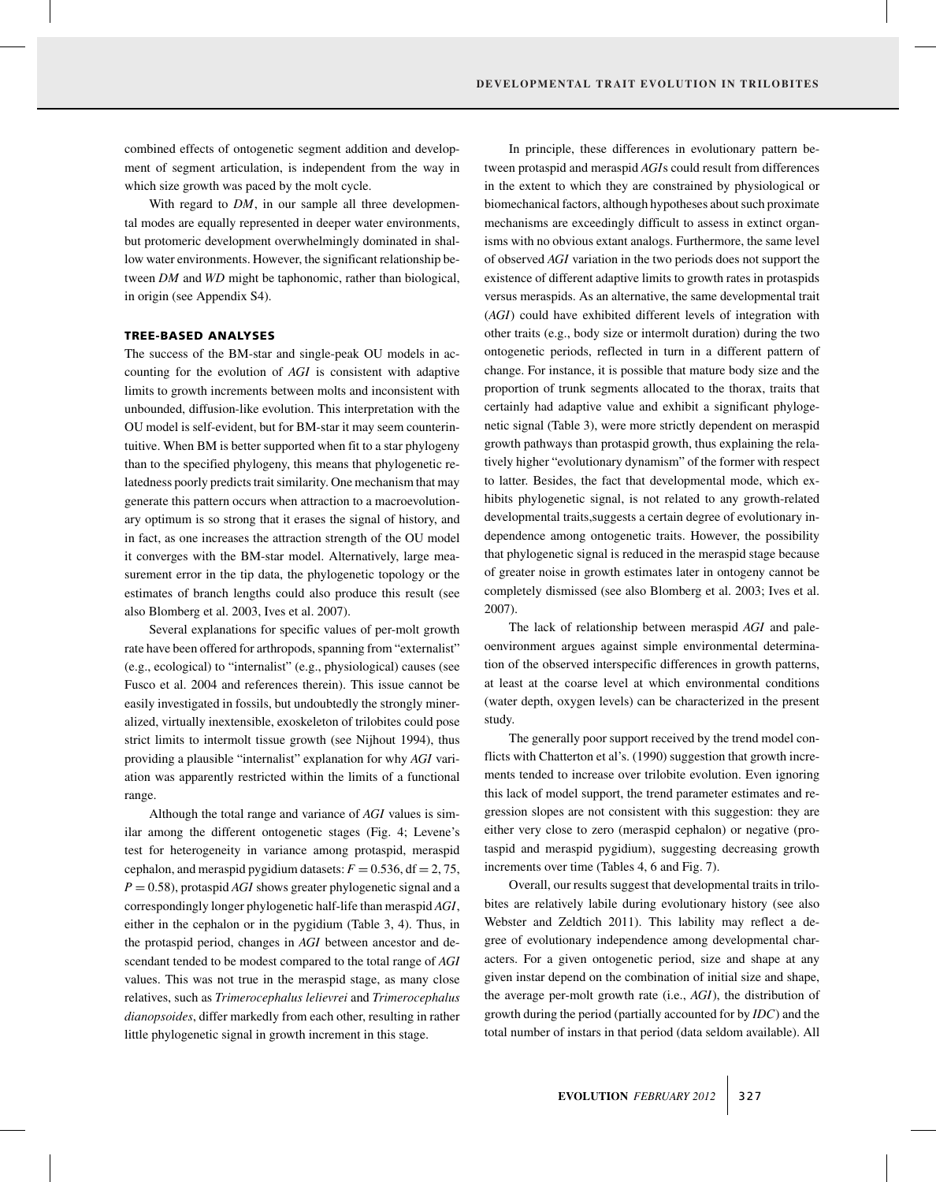combined effects of ontogenetic segment addition and development of segment articulation, is independent from the way in which size growth was paced by the molt cycle.

With regard to *DM*, in our sample all three developmental modes are equally represented in deeper water environments, but protomeric development overwhelmingly dominated in shallow water environments. However, the significant relationship between *DM* and *WD* might be taphonomic, rather than biological, in origin (see Appendix S4).

### TREE-BASED ANALYSES

The success of the BM-star and single-peak OU models in accounting for the evolution of *AGI* is consistent with adaptive limits to growth increments between molts and inconsistent with unbounded, diffusion-like evolution. This interpretation with the OU model is self-evident, but for BM-star it may seem counterintuitive. When BM is better supported when fit to a star phylogeny than to the specified phylogeny, this means that phylogenetic relatedness poorly predicts trait similarity. One mechanism that may generate this pattern occurs when attraction to a macroevolutionary optimum is so strong that it erases the signal of history, and in fact, as one increases the attraction strength of the OU model it converges with the BM-star model. Alternatively, large measurement error in the tip data, the phylogenetic topology or the estimates of branch lengths could also produce this result (see also Blomberg et al. 2003, Ives et al. 2007).

Several explanations for specific values of per-molt growth rate have been offered for arthropods, spanning from "externalist" (e.g., ecological) to "internalist" (e.g., physiological) causes (see Fusco et al. 2004 and references therein). This issue cannot be easily investigated in fossils, but undoubtedly the strongly mineralized, virtually inextensible, exoskeleton of trilobites could pose strict limits to intermolt tissue growth (see Nijhout 1994), thus providing a plausible "internalist" explanation for why *AGI* variation was apparently restricted within the limits of a functional range.

Although the total range and variance of *AGI* values is similar among the different ontogenetic stages (Fig. 4; Levene's test for heterogeneity in variance among protaspid, meraspid cephalon, and meraspid pygidium datasets: $F = 0.536$, $\mathrm{df} = 2, 75$, $P = 0.58$), protaspid *AGI* shows greater phylogenetic signal and a correspondingly longer phylogenetic half-life than meraspid *AGI*, either in the cephalon or in the pygidium (Table 3, 4). Thus, in the protaspid period, changes in *AGI* between ancestor and descendant tended to be modest compared to the total range of *AGI* values. This was not true in the meraspid stage, as many close relatives, such as *Trimerocephalus lelievrei* and *Trimerocephalus dianopsoides*, differ markedly from each other, resulting in rather little phylogenetic signal in growth increment in this stage.

In principle, these differences in evolutionary pattern between protaspid and meraspid *AGI*s could result from differences in the extent to which they are constrained by physiological or biomechanical factors, although hypotheses about such proximate mechanisms are exceedingly difficult to assess in extinct organisms with no obvious extant analogs. Furthermore, the same level of observed *AGI* variation in the two periods does not support the existence of different adaptive limits to growth rates in protaspids versus meraspids. As an alternative, the same developmental trait (*AGI*) could have exhibited different levels of integration with other traits (e.g., body size or intermolt duration) during the two ontogenetic periods, reflected in turn in a different pattern of change. For instance, it is possible that mature body size and the proportion of trunk segments allocated to the thorax, traits that certainly had adaptive value and exhibit a significant phylogenetic signal (Table 3), were more strictly dependent on meraspid growth pathways than protaspid growth, thus explaining the relatively higher "evolutionary dynamism" of the former with respect to latter. Besides, the fact that developmental mode, which exhibits phylogenetic signal, is not related to any growth-related developmental traits,suggests a certain degree of evolutionary independence among ontogenetic traits. However, the possibility that phylogenetic signal is reduced in the meraspid stage because of greater noise in growth estimates later in ontogeny cannot be completely dismissed (see also Blomberg et al. 2003; Ives et al. 2007).

The lack of relationship between meraspid *AGI* and paleoenvironment argues against simple environmental determination of the observed interspecific differences in growth patterns, at least at the coarse level at which environmental conditions (water depth, oxygen levels) can be characterized in the present study.

The generally poor support received by the trend model conflicts with Chatterton et al's. (1990) suggestion that growth increments tended to increase over trilobite evolution. Even ignoring this lack of model support, the trend parameter estimates and regression slopes are not consistent with this suggestion: they are either very close to zero (meraspid cephalon) or negative (protaspid and meraspid pygidium), suggesting decreasing growth increments over time (Tables 4, 6 and Fig. 7).

Overall, our results suggest that developmental traits in trilobites are relatively labile during evolutionary history (see also Webster and Zeldtich 2011). This lability may reflect a degree of evolutionary independence among developmental characters. For a given ontogenetic period, size and shape at any given instar depend on the combination of initial size and shape, the average per-molt growth rate (i.e., *AGI*), the distribution of growth during the period (partially accounted for by *IDC*) and the total number of instars in that period (data seldom available). All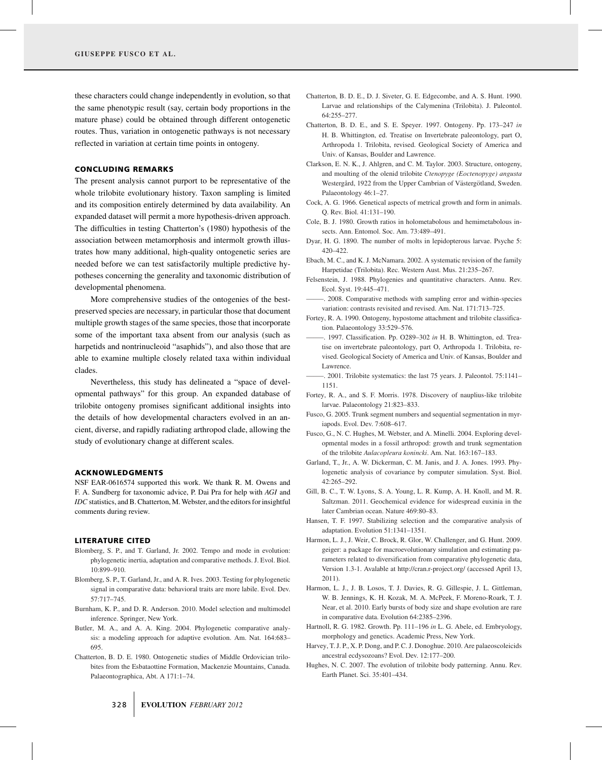these characters could change independently in evolution, so that the same phenotypic result (say, certain body proportions in the mature phase) could be obtained through different ontogenetic routes. Thus, variation in ontogenetic pathways is not necessary reflected in variation at certain time points in ontogeny.

## CONCLUDING REMARKS

The present analysis cannot purport to be representative of the whole trilobite evolutionary history. Taxon sampling is limited and its composition entirely determined by data availability. An expanded dataset will permit a more hypothesis-driven approach. The difficulties in testing Chatterton's (1980) hypothesis of the association between metamorphosis and intermolt growth illustrates how many additional, high-quality ontogenetic series are needed before we can test satisfactorily multiple predictive hypotheses concerning the generality and taxonomic distribution of developmental phenomena.

More comprehensive studies of the ontogenies of the best-preserved species are necessary, in particular those that document multiple growth stages of the same species, those that incorporate some of the important taxa absent from our analysis (such as harpetids and nontrinucleoid "asaphids"), and also those that are able to examine multiple closely related taxa within individual clades.

Nevertheless, this study has delineated a "space of developmental pathways" for this group. An expanded database of trilobite ontogeny promises significant additional insights into the details of how developmental characters evolved in an ancient, diverse, and rapidly radiating arthropod clade, allowing the study of evolutionary change at different scales.

## ACKNOWLEDGMENTS

NSF EAR-0616574 supported this work. We thank R. M. Owens and F. A. Sundberg for taxonomic advice, P. Dai Pra for help with *AGI* and *IDC* statistics, and B. Chatterton, M. Webster, and the editors for insightful comments during review.

## LITERATURE CITED

Blomberg, S. P., and T. Garland, Jr. 2002. Tempo and mode in evolution: phylogenetic inertia, adaptation and comparative methods. J. Evol. Biol. 10:899–910.

Blomberg, S. P., T. Garland, Jr., and A. R. Ives. 2003. Testing for phylogenetic signal in comparative data: behavioral traits are more labile. Evol. Dev. 57:717–745.

Burnham, K. P., and D. R. Anderson. 2010. Model selection and multimodel inference. Springer, New York.

Butler, M. A., and A. A. King. 2004. Phylogenetic comparative analysis: a modeling approach for adaptive evolution. Am. Nat. 164:683–695.

Chatterton, B. D. E. 1980. Ontogenetic studies of Middle Ordovician trilobites from the Esbataottine Formation, Mackenzie Mountains, Canada. Palaeontographica, Abt. A 171:1–74.

Chatterton, B. D. E., D. J. Siveter, G. E. Edgecombe, and A. S. Hunt. 1990. Larvae and relationships of the Calymenina (Trilobita). J. Paleontol. 64:255–277.

Chatterton, B. D. E., and S. E. Speyer. 1997. Ontogeny. Pp. 173–247 *in* H. B. Whittington, ed. Treatise on Invertebrate paleontology, part O, Arthropoda 1. Trilobita, revised. Geological Society of America and Univ. of Kansas, Boulder and Lawrence.

Clarkson, E. N. K., J. Ahlgren, and C. M. Taylor. 2003. Structure, ontogeny, and moulting of the olenid trilobite *Ctenopyge (Eoctenopyge) angusta* Westergård, 1922 from the Upper Cambrian of Västergötland, Sweden. Palaeontology 46:1–27.

Cock, A. G. 1966. Genetical aspects of metrical growth and form in animals. Q. Rev. Biol. 41:131–190.

Cole, B. J. 1980. Growth ratios in holometabolous and hemimetabolous insects. Ann. Entomol. Soc. Am. 73:489–491.

Dyar, H. G. 1890. The number of molts in lepidopterous larvae. Psyche 5: 420–422.

Ebach, M. C., and K. J. McNamara. 2002. A systematic revision of the family Harpetidae (Trilobita). Rec. Western Aust. Mus. 21:235–267.

Felsenstein, J. 1988. Phylogenies and quantitative characters. Annu. Rev. Ecol. Syst. 19:445–471.

———. 2008. Comparative methods with sampling error and within-species variation: contrasts revisited and revised. Am. Nat. 171:713–725.

Fortey, R. A. 1990. Ontogeny, hypostome attachment and trilobite classification. Palaeontology 33:529–576.

———. 1997. Classification. Pp. O289–302 *in* H. B. Whittington, ed. Treatise on invertebrate paleontology, part O, Arthropoda 1. Trilobita, revised. Geological Society of America and Univ. of Kansas, Boulder and Lawrence.

———. 2001. Trilobite systematics: the last 75 years. J. Paleontol. 75:1141–1151.

Fortey, R. A., and S. F. Morris. 1978. Discovery of nauplius-like trilobite larvae. Palaeontology 21:823–833.

Fusco, G. 2005. Trunk segment numbers and sequential segmentation in myriapods. Evol. Dev. 7:608–617.

Fusco, G., N. C. Hughes, M. Webster, and A. Minelli. 2004. Exploring developmental modes in a fossil arthropod: growth and trunk segmentation of the trilobite *Aulacopleura konincki*. Am. Nat. 163:167–183.

Garland, T., Jr., A. W. Dickerman, C. M. Janis, and J. A. Jones. 1993. Phylogenetic analysis of covariance by computer simulation. Syst. Biol. 42:265–292.

Gill, B. C., T. W. Lyons, S. A. Young, L. R. Kump, A. H. Knoll, and M. R. Saltzman. 2011. Geochemical evidence for widespread euxinia in the later Cambrian ocean. Nature 469:80–83.

Hansen, T. F. 1997. Stabilizing selection and the comparative analysis of adaptation. Evolution 51:1341–1351.

Harmon, L. J., J. Weir, C. Brock, R. Glor, W. Challenger, and G. Hunt. 2009. geiger: a package for macroevolutionary simulation and estimating parameters related to diversification from comparative phylogenetic data, Version 1.3-1. Avalable at http://cran.r-project.org/ (accessed April 13, 2011).

Harmon, L. J., J. B. Losos, T. J. Davies, R. G. Gillespie, J. L. Gittleman, W. B. Jennings, K. H. Kozak, M. A. McPeek, F. Moreno-Roark, T. J. Near, et al. 2010. Early bursts of body size and shape evolution are rare in comparative data. Evolution 64:2385–2396.

Hartnoll, R. G. 1982. Growth. Pp. 111–196 *in* L. G. Abele, ed. Embryology, morphology and genetics. Academic Press, New York.

Harvey, T. J. P., X. P. Dong, and P. C. J. Donoghue. 2010. Are palaeoscoleicids ancestral ecdysozoans? Evol. Dev. 12:177–200.

Hughes, N. C. 2007. The evolution of trilobite body patterning. Annu. Rev. Earth Planet. Sci. 35:401–434.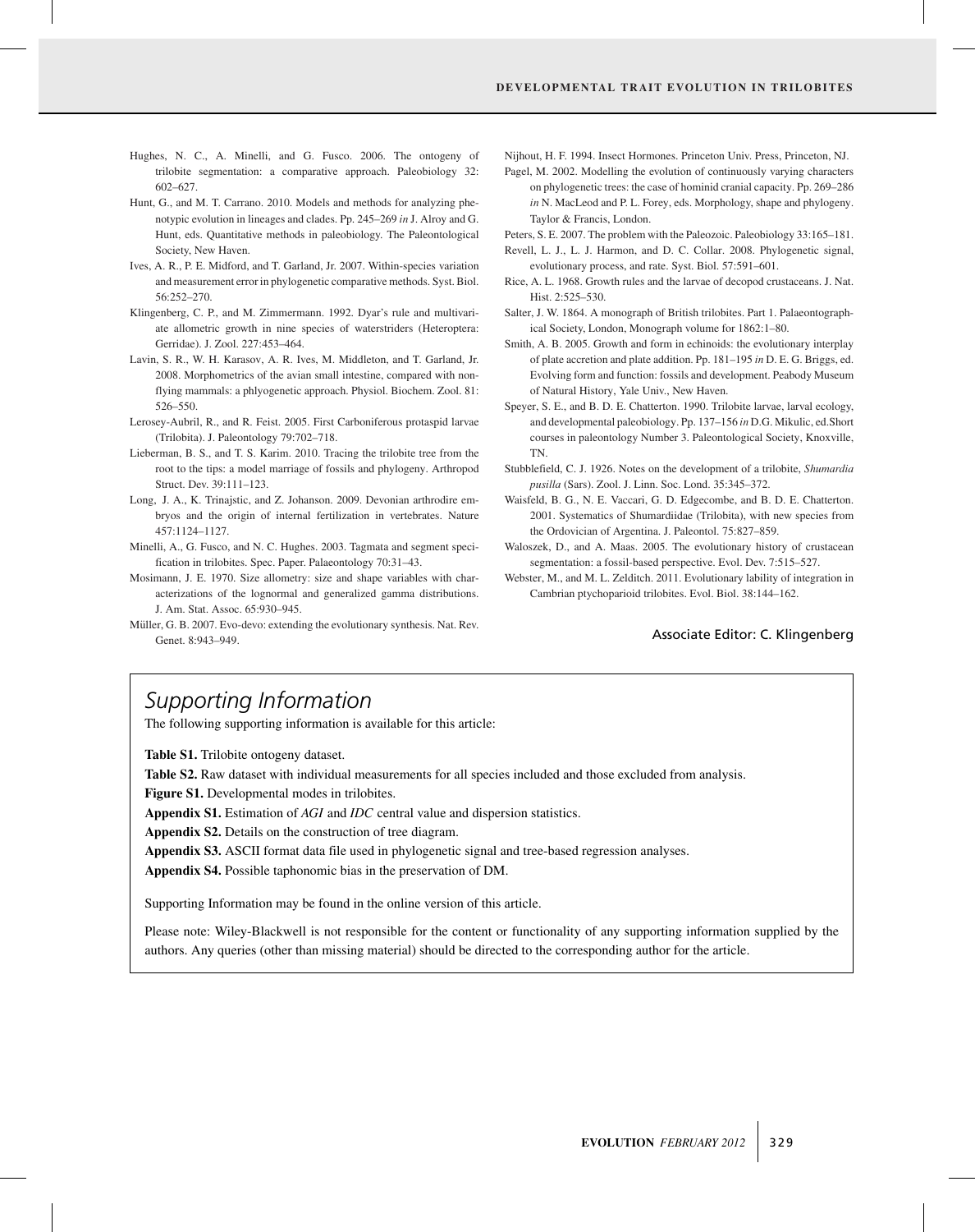Hughes, N. C., A. Minelli, and G. Fusco. 2006. The ontogeny of trilobite segmentation: a comparative approach. Paleobiology 32: 602–627.

Hunt, G., and M. T. Carrano. 2010. Models and methods for analyzing phenotypic evolution in lineages and clades. Pp. 245–269 *in* J. Alroy and G. Hunt, eds. Quantitative methods in paleobiology. The Paleontological Society, New Haven.

Ives, A. R., P. E. Midford, and T. Garland, Jr. 2007. Within-species variation and measurement error in phylogenetic comparative methods. Syst. Biol. 56:252–270.

Klingenberg, C. P., and M. Zimmermann. 1992. Dyar's rule and multivariate allometric growth in nine species of waterstriders (Heteroptera: Gerridae). J. Zool. 227:453–464.

Lavin, S. R., W. H. Karasov, A. R. Ives, M. Middleton, and T. Garland, Jr. 2008. Morphometrics of the avian small intestine, compared with non-flying mammals: a phlyogenetic approach. Physiol. Biochem. Zool. 81: 526–550.

Lerosey-Aubril, R., and R. Feist. 2005. First Carboniferous protaspid larvae (Trilobita). J. Paleontology 79:702–718.

Lieberman, B. S., and T. S. Karim. 2010. Tracing the trilobite tree from the root to the tips: a model marriage of fossils and phylogeny. Arthropod Struct. Dev. 39:111–123.

Long, J. A., K. Trinajstic, and Z. Johanson. 2009. Devonian arthrodire embryos and the origin of internal fertilization in vertebrates. Nature 457:1124–1127.

Minelli, A., G. Fusco, and N. C. Hughes. 2003. Tagmata and segment specification in trilobites. Spec. Paper. Palaeontology 70:31–43.

Mosimann, J. E. 1970. Size allometry: size and shape variables with characterizations of the lognormal and generalized gamma distributions. J. Am. Stat. Assoc. 65:930–945.

Müller, G. B. 2007. Evo-devo: extending the evolutionary synthesis. Nat. Rev. Genet. 8:943–949.

Nijhout, H. F. 1994. Insect Hormones. Princeton Univ. Press, Princeton, NJ.

Pagel, M. 2002. Modelling the evolution of continuously varying characters on phylogenetic trees: the case of hominid cranial capacity. Pp. 269–286 *in* N. MacLeod and P. L. Forey, eds. Morphology, shape and phylogeny. Taylor & Francis, London.

Peters, S. E. 2007. The problem with the Paleozoic. Paleobiology 33:165–181.

Revell, L. J., L. J. Harmon, and D. C. Collar. 2008. Phylogenetic signal, evolutionary process, and rate. Syst. Biol. 57:591–601.

Rice, A. L. 1968. Growth rules and the larvae of decopod crustaceans. J. Nat. Hist. 2:525–530.

Salter, J. W. 1864. A monograph of British trilobites. Part 1. Palaeontographical Society, London, Monograph volume for 1862:1–80.

Smith, A. B. 2005. Growth and form in echinoids: the evolutionary interplay of plate accretion and plate addition. Pp. 181–195 *in* D. E. G. Briggs, ed. Evolving form and function: fossils and development. Peabody Museum of Natural History, Yale Univ., New Haven.

Speyer, S. E., and B. D. E. Chatterton. 1990. Trilobite larvae, larval ecology, and developmental paleobiology. Pp. 137–156 *in* D.G. Mikulic, ed.Short courses in paleontology Number 3. Paleontological Society, Knoxville, TN.

Stubblefield, C. J. 1926. Notes on the development of a trilobite, *Shumardia pusilla* (Sars). Zool. J. Linn. Soc. Lond. 35:345–372.

Waisfeld, B. G., N. E. Vaccari, G. D. Edgecombe, and B. D. E. Chatterton. 2001. Systematics of Shumardiidae (Trilobita), with new species from the Ordovician of Argentina. J. Paleontol. 75:827–859.

Waloszek, D., and A. Maas. 2005. The evolutionary history of crustacean segmentation: a fossil-based perspective. Evol. Dev. 7:515–527.

Webster, M., and M. L. Zelditch. 2011. Evolutionary lability of integration in Cambrian ptychoparioid trilobites. Evol. Biol. 38:144–162.

Associate Editor: C. Klingenberg

## *Supporting Information*

The following supporting information is available for this article:

**Table S1.** Trilobite ontogeny dataset.

**Table S2.** Raw dataset with individual measurements for all species included and those excluded from analysis.

**Figure S1.** Developmental modes in trilobites.

**Appendix S1.** Estimation of *AGI* and *IDC* central value and dispersion statistics.

**Appendix S2.** Details on the construction of tree diagram.

**Appendix S3.** ASCII format data file used in phylogenetic signal and tree-based regression analyses.

**Appendix S4.** Possible taphonomic bias in the preservation of DM.

Supporting Information may be found in the online version of this article.

Please note: Wiley-Blackwell is not responsible for the content or functionality of any supporting information supplied by the authors. Any queries (other than missing material) should be directed to the corresponding author for the article.